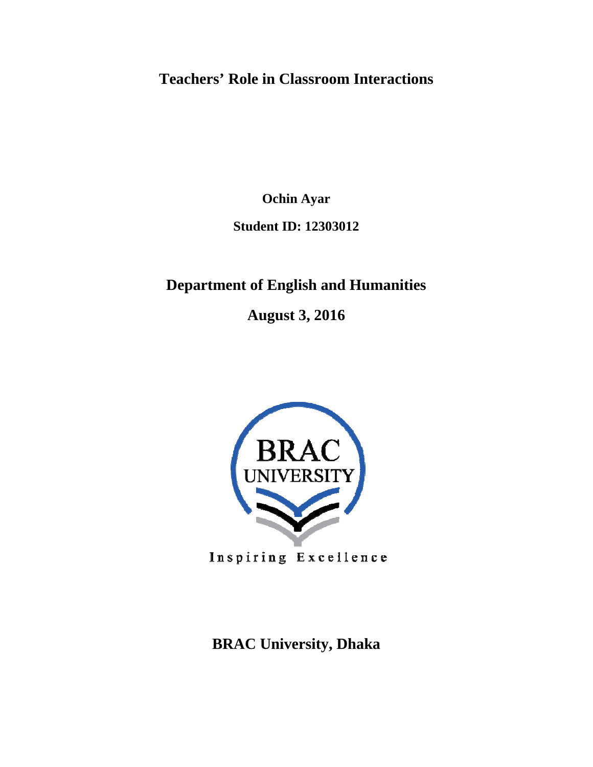# Teachers' Role in Classroom Interactions

**Ochin Ayar**

**Student ID: 12303012**

**Department of English and Humanities**

**August 3, 2016**

BRAC UNIVERSITY

Inspiring Excellence

**BRAC University, Dhaka**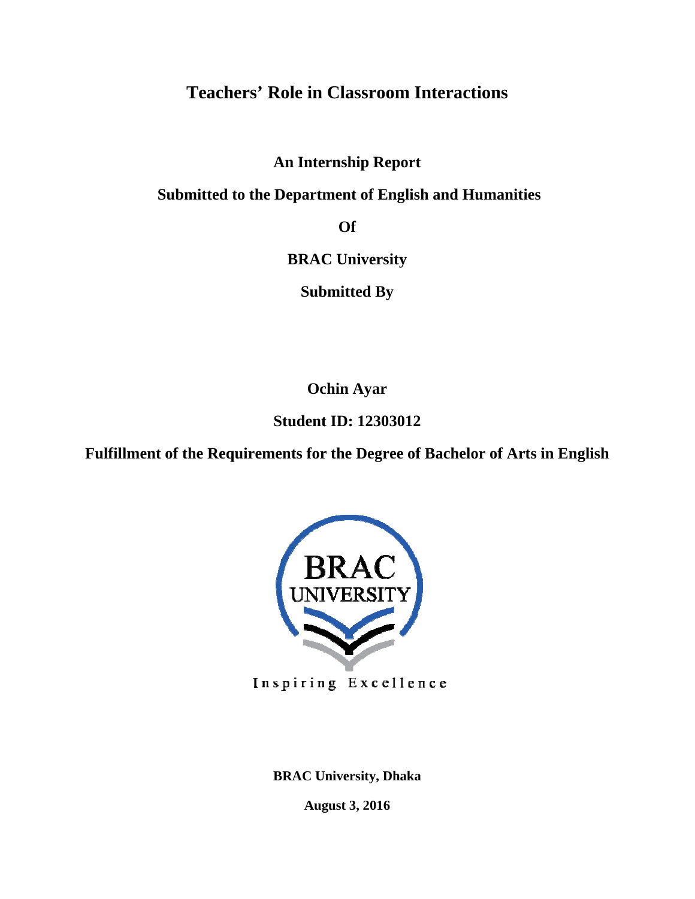# Teachers' Role in Classroom Interactions

**An Internship Report**

**Submitted to the Department of English and Humanities**

**Of**

**BRAC University**

**Submitted By**

**Ochin Ayar**

**Student ID: 12303012**

**Fulfillment of the Requirements for the Degree of Bachelor of Arts in English**

**BRAC University, Dhaka**

**August 3, 2016**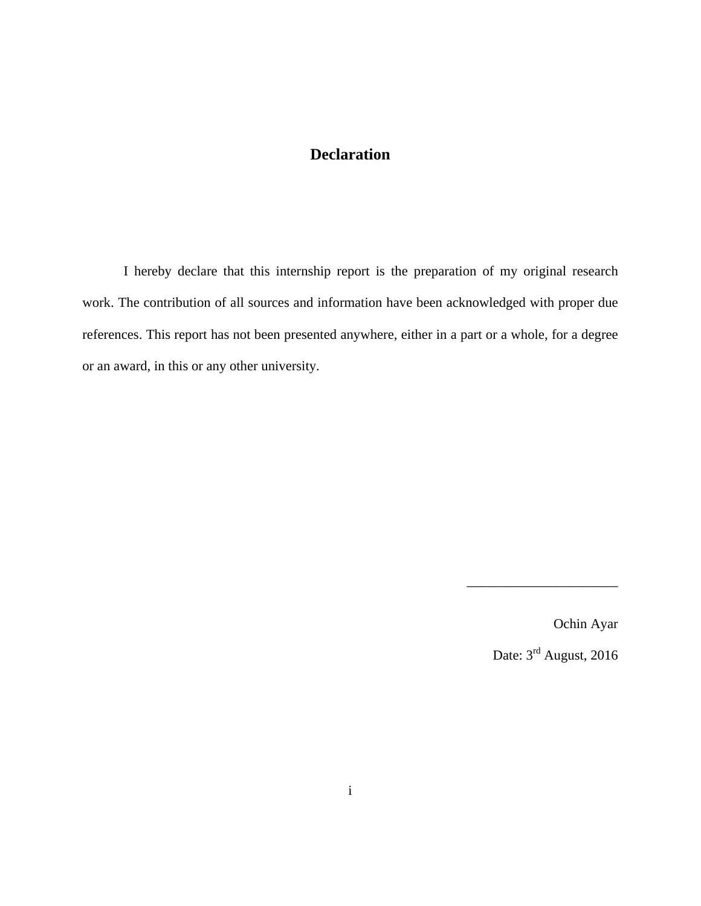# Declaration

I hereby declare that this internship report is the preparation of my original research work. The contribution of all sources and information have been acknowledged with proper due references. This report has not been presented anywhere, either in a part or a whole, for a degree or an award, in this or any other university.

______________________

Ochin Ayar

Date: 3rd August, 2016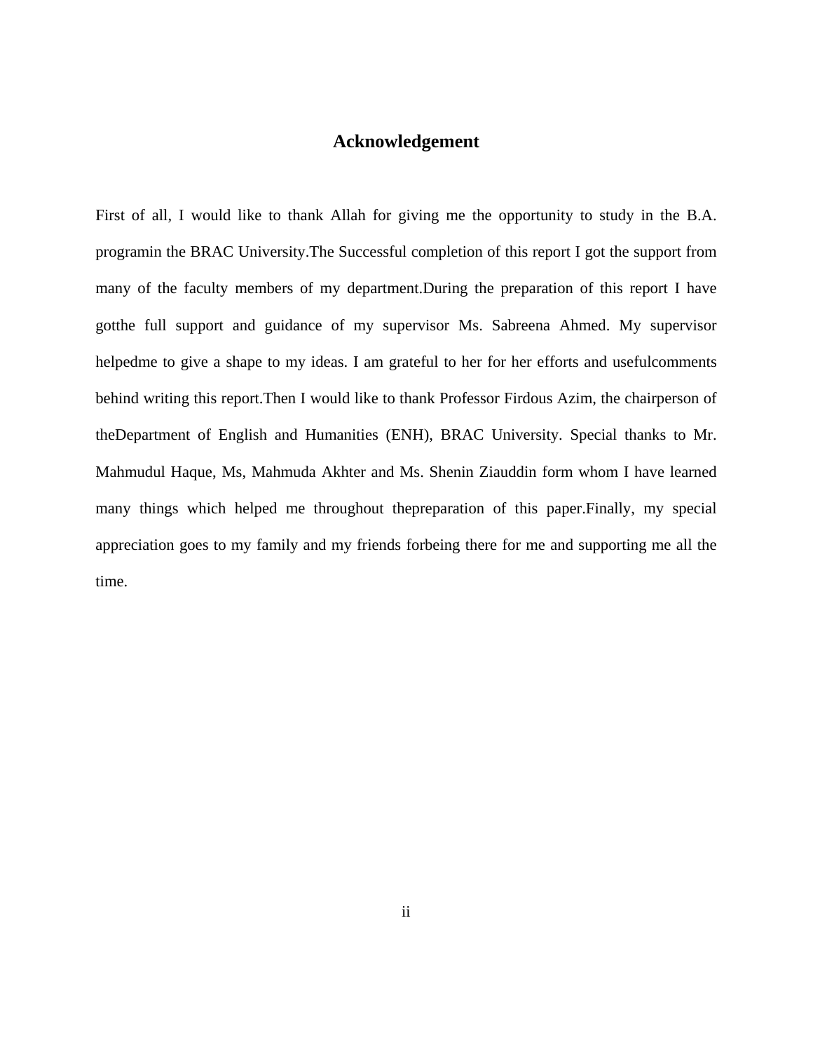# Acknowledgement

First of all, I would like to thank Allah for giving me the opportunity to study in the B.A. programin the BRAC University.The Successful completion of this report I got the support from many of the faculty members of my department.During the preparation of this report I have gotthe full support and guidance of my supervisor Ms. Sabreena Ahmed. My supervisor helpedme to give a shape to my ideas. I am grateful to her for her efforts and usefulcomments behind writing this report.Then I would like to thank Professor Firdous Azim, the chairperson of theDepartment of English and Humanities (ENH), BRAC University. Special thanks to Mr. Mahmudul Haque, Ms, Mahmuda Akhter and Ms. Shenin Ziauddin form whom I have learned many things which helped me throughout thepreparation of this paper.Finally, my special appreciation goes to my family and my friends forbeing there for me and supporting me all the time.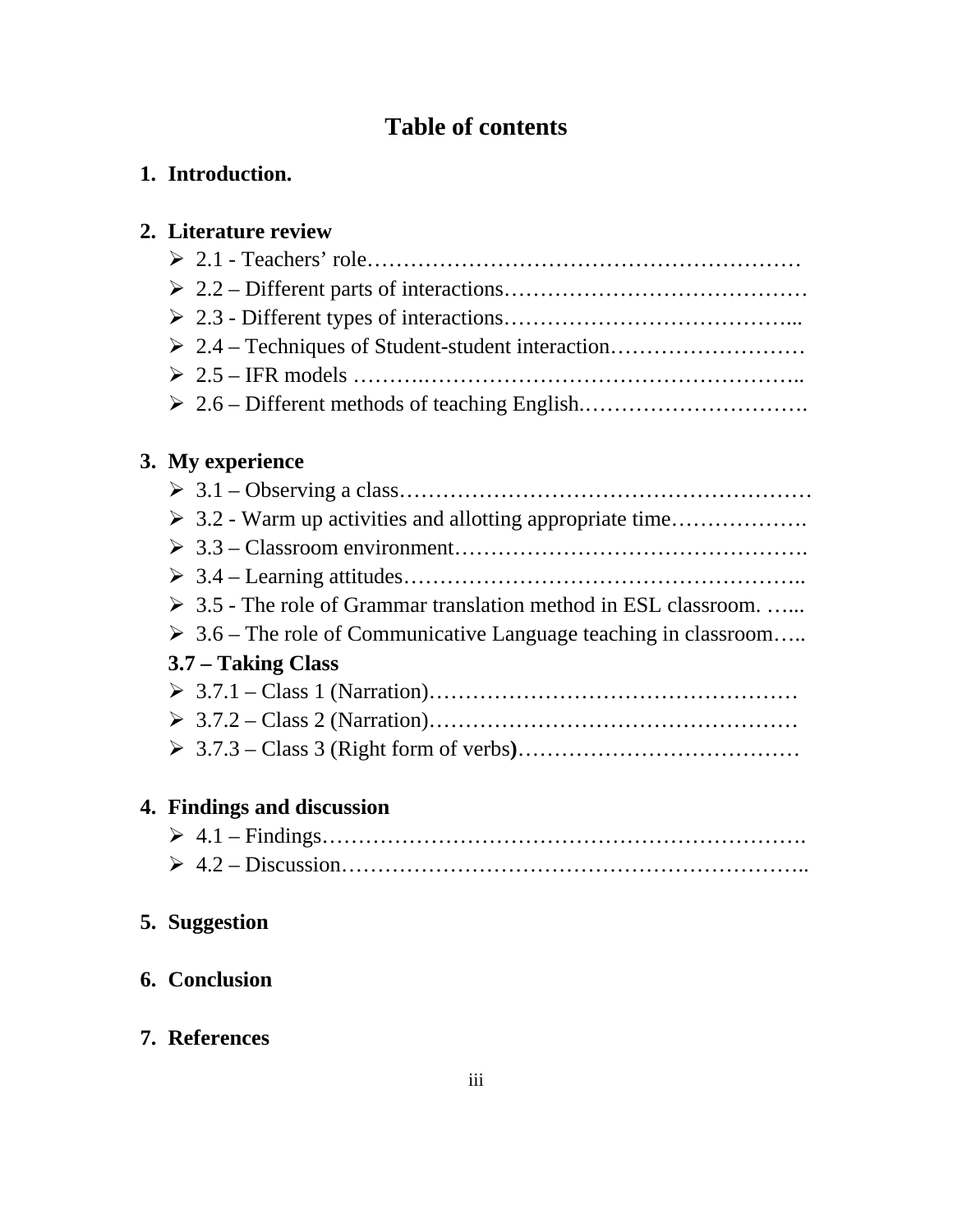# Table of contents

1. **Introduction.**

2. **Literature review**
   - 2.1 - Teachers' role……………………………………………………
   - 2.2 – Different parts of interactions……………………………………
   - 2.3 - Different types of interactions…………………………………...
   - 2.4 – Techniques of Student-student interaction………………………
   - 2.5 – IFR models ……….……………………………………………..
   - 2.6 – Different methods of teaching English.………………………….

3. **My experience**
   - 3.1 – Observing a class………………………………………………
   - 3.2 - Warm up activities and allotting appropriate time……………….
   - 3.3 – Classroom environment……………………………………….
   - 3.4 – Learning attitudes……………………………………………..
   - 3.5 - The role of Grammar translation method in ESL classroom. …...
   - 3.6 – The role of Communicative Language teaching in classroom…..

   **3.7 – Taking Class**
   - 3.7.1 – Class 1 (Narration)…………………………………………
   - 3.7.2 – Class 2 (Narration)…………………………………………
   - 3.7.3 – Class 3 (Right form of verbs**)**…………………………………

4. **Findings and discussion**
   - 4.1 – Findings……………………………………………………….
   - 4.2 – Discussion……………………………………………………..

5. **Suggestion**

6. **Conclusion**

7. **References**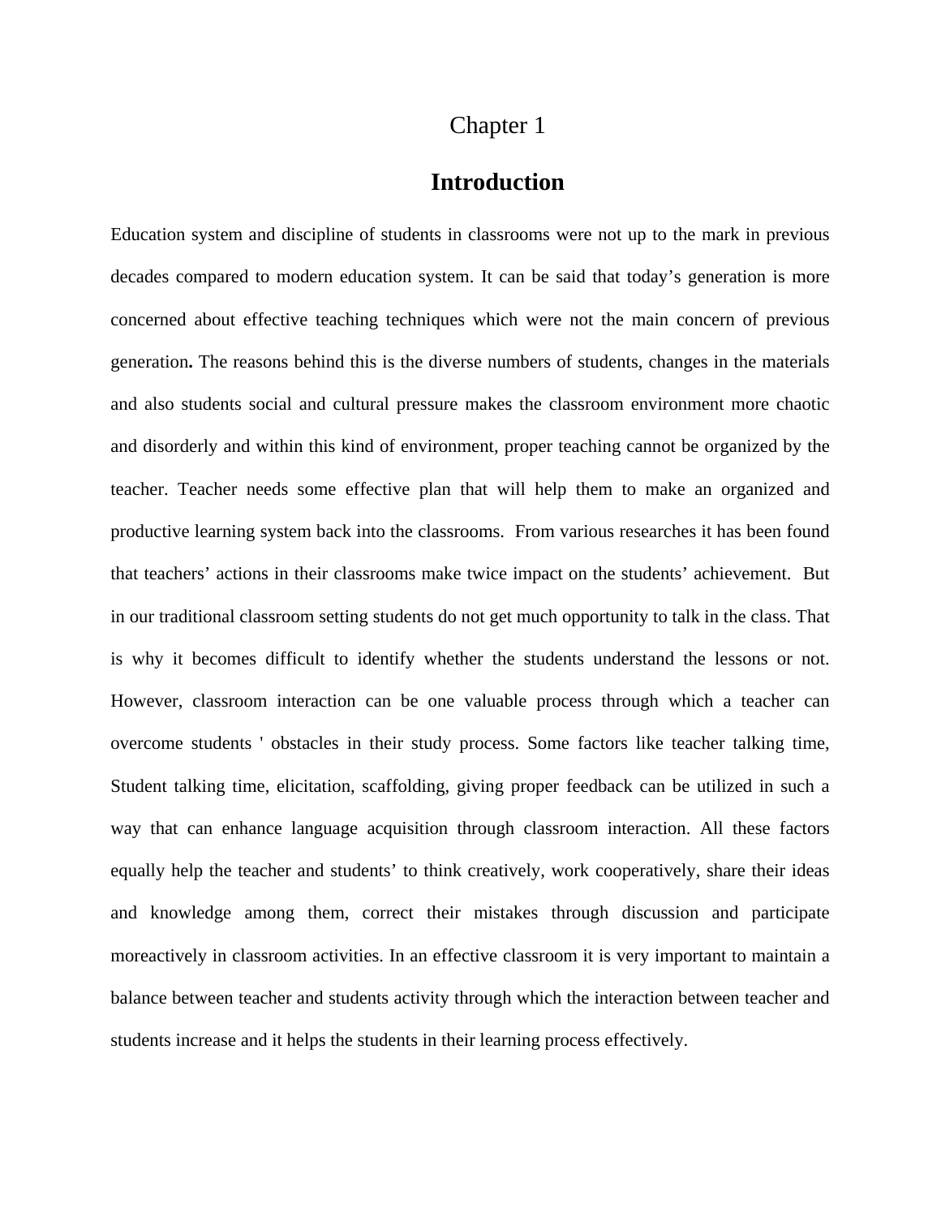# Chapter 1

## Introduction

Education system and discipline of students in classrooms were not up to the mark in previous decades compared to modern education system. It can be said that today's generation is more concerned about effective teaching techniques which were not the main concern of previous generation**.** The reasons behind this is the diverse numbers of students, changes in the materials and also students social and cultural pressure makes the classroom environment more chaotic and disorderly and within this kind of environment, proper teaching cannot be organized by the teacher. Teacher needs some effective plan that will help them to make an organized and productive learning system back into the classrooms. From various researches it has been found that teachers' actions in their classrooms make twice impact on the students' achievement. But in our traditional classroom setting students do not get much opportunity to talk in the class. That is why it becomes difficult to identify whether the students understand the lessons or not. However, classroom interaction can be one valuable process through which a teacher can overcome students ' obstacles in their study process. Some factors like teacher talking time, Student talking time, elicitation, scaffolding, giving proper feedback can be utilized in such a way that can enhance language acquisition through classroom interaction. All these factors equally help the teacher and students' to think creatively, work cooperatively, share their ideas and knowledge among them, correct their mistakes through discussion and participate moreactively in classroom activities. In an effective classroom it is very important to maintain a balance between teacher and students activity through which the interaction between teacher and students increase and it helps the students in their learning process effectively.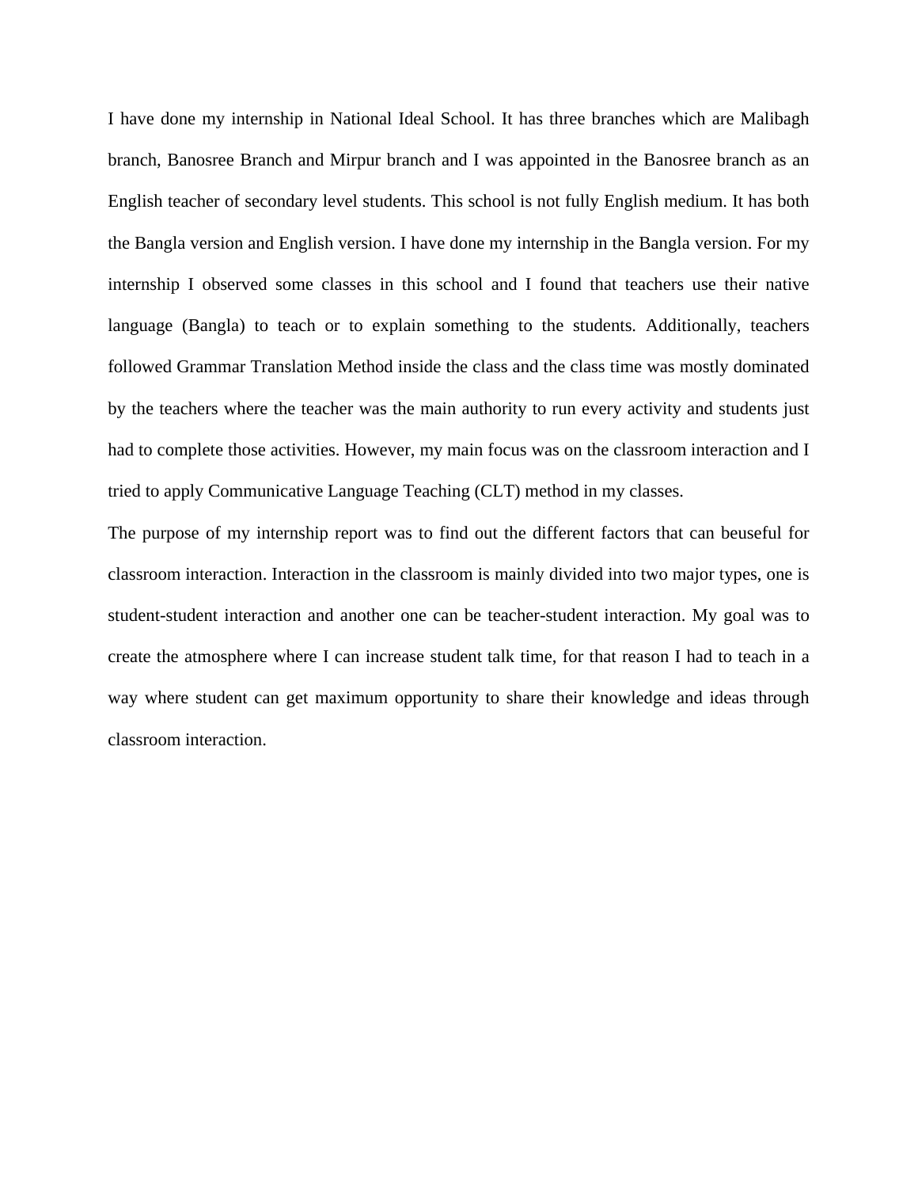I have done my internship in National Ideal School. It has three branches which are Malibagh branch, Banosree Branch and Mirpur branch and I was appointed in the Banosree branch as an English teacher of secondary level students. This school is not fully English medium. It has both the Bangla version and English version. I have done my internship in the Bangla version. For my internship I observed some classes in this school and I found that teachers use their native language (Bangla) to teach or to explain something to the students. Additionally, teachers followed Grammar Translation Method inside the class and the class time was mostly dominated by the teachers where the teacher was the main authority to run every activity and students just had to complete those activities. However, my main focus was on the classroom interaction and I tried to apply Communicative Language Teaching (CLT) method in my classes.

The purpose of my internship report was to find out the different factors that can beuseful for classroom interaction. Interaction in the classroom is mainly divided into two major types, one is student-student interaction and another one can be teacher-student interaction. My goal was to create the atmosphere where I can increase student talk time, for that reason I had to teach in a way where student can get maximum opportunity to share their knowledge and ideas through classroom interaction.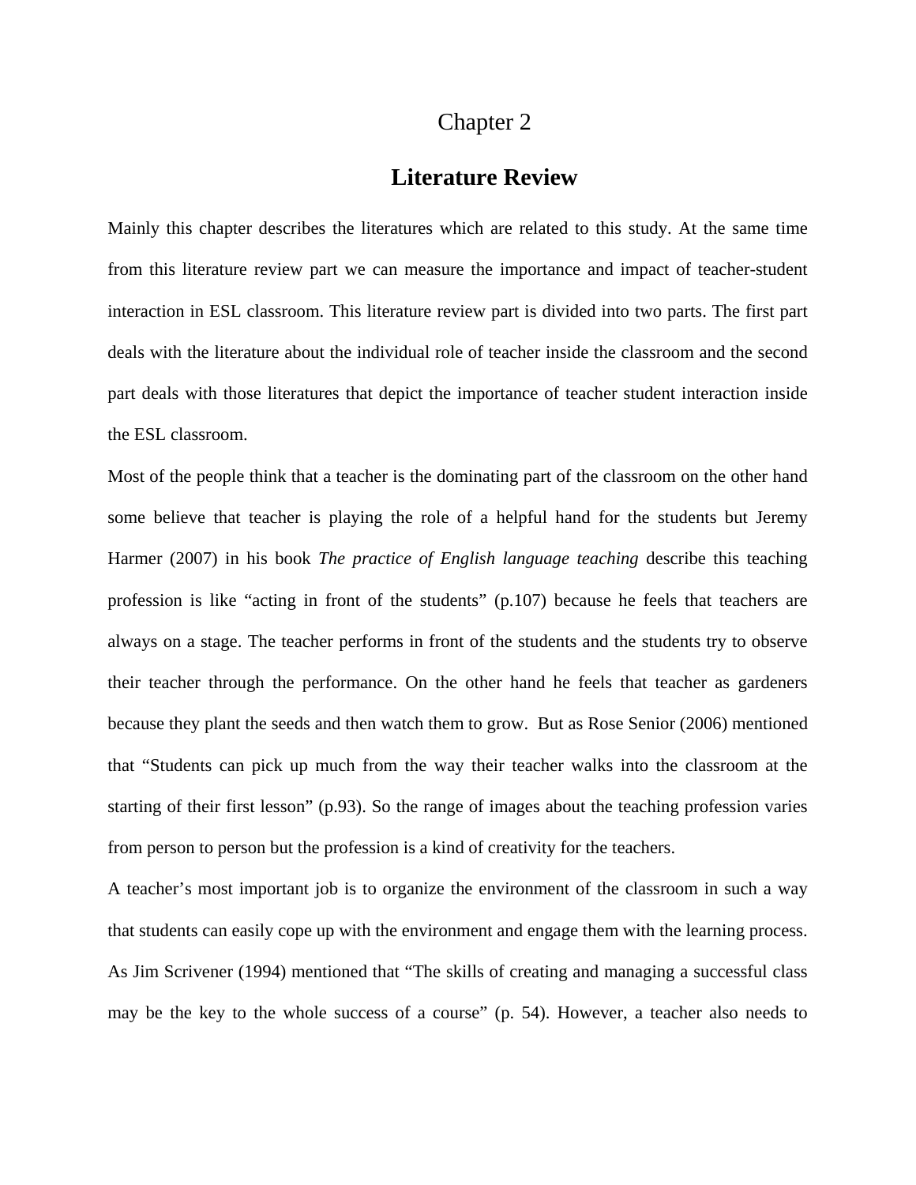# Chapter 2

## Literature Review

Mainly this chapter describes the literatures which are related to this study. At the same time from this literature review part we can measure the importance and impact of teacher-student interaction in ESL classroom. This literature review part is divided into two parts. The first part deals with the literature about the individual role of teacher inside the classroom and the second part deals with those literatures that depict the importance of teacher student interaction inside the ESL classroom.

Most of the people think that a teacher is the dominating part of the classroom on the other hand some believe that teacher is playing the role of a helpful hand for the students but Jeremy Harmer (2007) in his book *The practice of English language teaching* describe this teaching profession is like "acting in front of the students" (p.107) because he feels that teachers are always on a stage. The teacher performs in front of the students and the students try to observe their teacher through the performance. On the other hand he feels that teacher as gardeners because they plant the seeds and then watch them to grow. But as Rose Senior (2006) mentioned that "Students can pick up much from the way their teacher walks into the classroom at the starting of their first lesson" (p.93). So the range of images about the teaching profession varies from person to person but the profession is a kind of creativity for the teachers.

A teacher's most important job is to organize the environment of the classroom in such a way that students can easily cope up with the environment and engage them with the learning process. As Jim Scrivener (1994) mentioned that "The skills of creating and managing a successful class may be the key to the whole success of a course" (p. 54). However, a teacher also needs to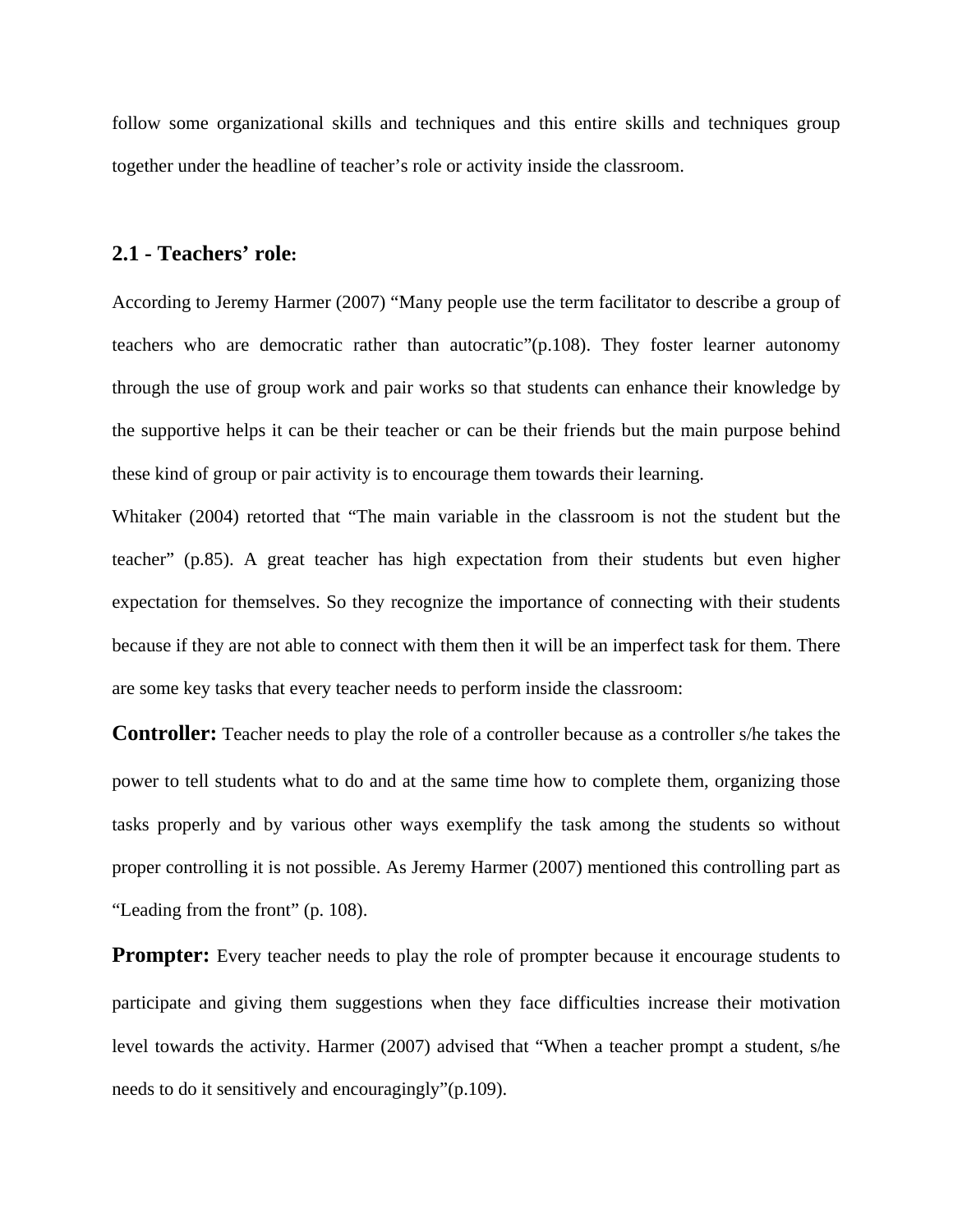follow some organizational skills and techniques and this entire skills and techniques group together under the headline of teacher's role or activity inside the classroom.

## 2.1 - Teachers' role:

According to Jeremy Harmer (2007) "Many people use the term facilitator to describe a group of teachers who are democratic rather than autocratic"(p.108). They foster learner autonomy through the use of group work and pair works so that students can enhance their knowledge by the supportive helps it can be their teacher or can be their friends but the main purpose behind these kind of group or pair activity is to encourage them towards their learning.

Whitaker (2004) retorted that "The main variable in the classroom is not the student but the teacher" (p.85). A great teacher has high expectation from their students but even higher expectation for themselves. So they recognize the importance of connecting with their students because if they are not able to connect with them then it will be an imperfect task for them. There are some key tasks that every teacher needs to perform inside the classroom:

**Controller:** Teacher needs to play the role of a controller because as a controller s/he takes the power to tell students what to do and at the same time how to complete them, organizing those tasks properly and by various other ways exemplify the task among the students so without proper controlling it is not possible. As Jeremy Harmer (2007) mentioned this controlling part as "Leading from the front" (p. 108).

**Prompter:** Every teacher needs to play the role of prompter because it encourage students to participate and giving them suggestions when they face difficulties increase their motivation level towards the activity. Harmer (2007) advised that "When a teacher prompt a student, s/he needs to do it sensitively and encouragingly"(p.109).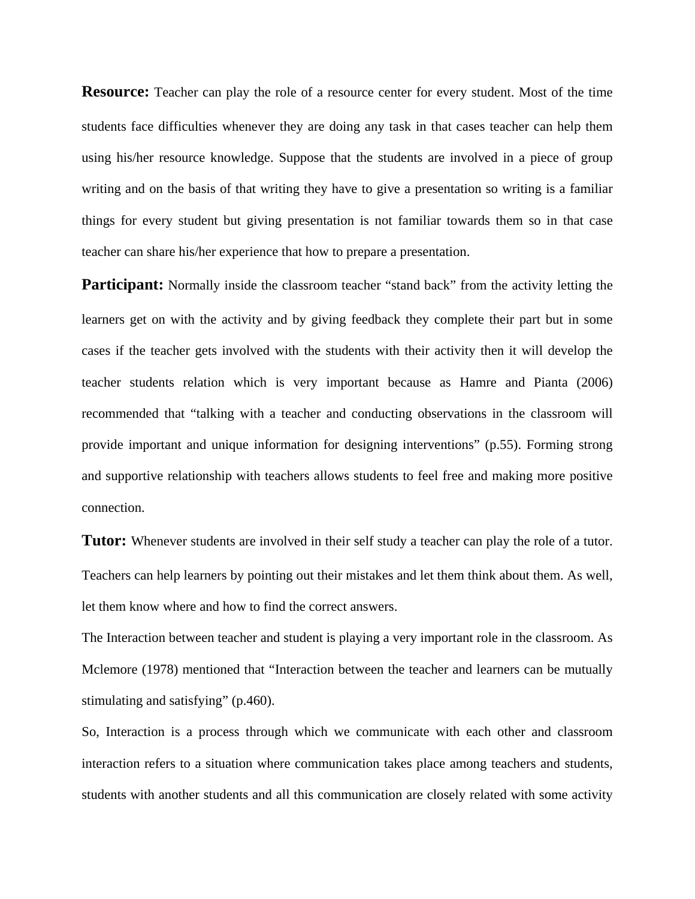**Resource:** Teacher can play the role of a resource center for every student. Most of the time students face difficulties whenever they are doing any task in that cases teacher can help them using his/her resource knowledge. Suppose that the students are involved in a piece of group writing and on the basis of that writing they have to give a presentation so writing is a familiar things for every student but giving presentation is not familiar towards them so in that case teacher can share his/her experience that how to prepare a presentation.

**Participant:** Normally inside the classroom teacher "stand back" from the activity letting the learners get on with the activity and by giving feedback they complete their part but in some cases if the teacher gets involved with the students with their activity then it will develop the teacher students relation which is very important because as Hamre and Pianta (2006) recommended that "talking with a teacher and conducting observations in the classroom will provide important and unique information for designing interventions" (p.55). Forming strong and supportive relationship with teachers allows students to feel free and making more positive connection.

**Tutor:** Whenever students are involved in their self study a teacher can play the role of a tutor. Teachers can help learners by pointing out their mistakes and let them think about them. As well, let them know where and how to find the correct answers.

The Interaction between teacher and student is playing a very important role in the classroom. As Mclemore (1978) mentioned that "Interaction between the teacher and learners can be mutually stimulating and satisfying" (p.460).

So, Interaction is a process through which we communicate with each other and classroom interaction refers to a situation where communication takes place among teachers and students, students with another students and all this communication are closely related with some activity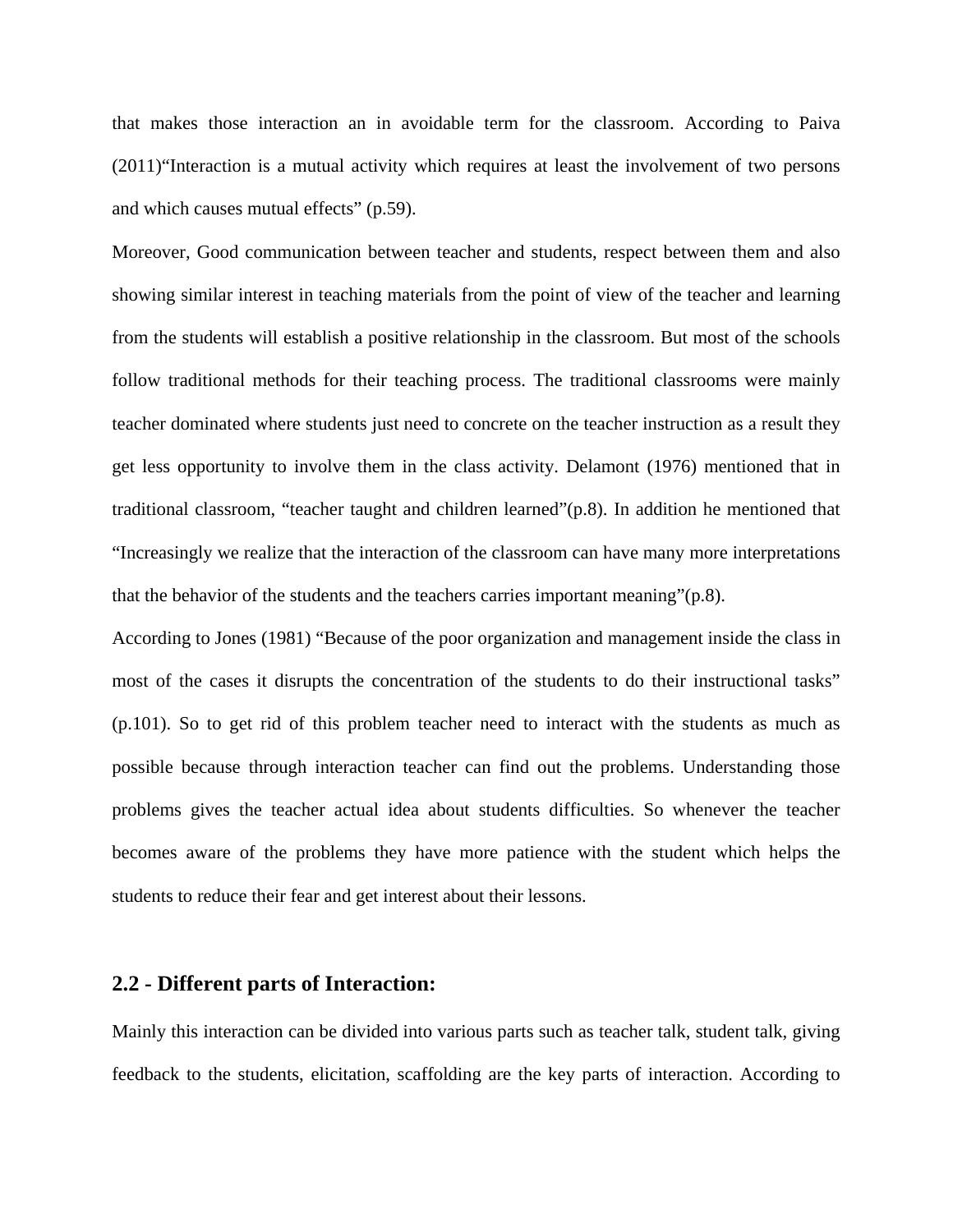that makes those interaction an in avoidable term for the classroom. According to Paiva (2011)“Interaction is a mutual activity which requires at least the involvement of two persons and which causes mutual effects” (p.59).

Moreover, Good communication between teacher and students, respect between them and also showing similar interest in teaching materials from the point of view of the teacher and learning from the students will establish a positive relationship in the classroom. But most of the schools follow traditional methods for their teaching process. The traditional classrooms were mainly teacher dominated where students just need to concrete on the teacher instruction as a result they get less opportunity to involve them in the class activity. Delamont (1976) mentioned that in traditional classroom, “teacher taught and children learned”(p.8). In addition he mentioned that “Increasingly we realize that the interaction of the classroom can have many more interpretations that the behavior of the students and the teachers carries important meaning”(p.8).

According to Jones (1981) “Because of the poor organization and management inside the class in most of the cases it disrupts the concentration of the students to do their instructional tasks” (p.101). So to get rid of this problem teacher need to interact with the students as much as possible because through interaction teacher can find out the problems. Understanding those problems gives the teacher actual idea about students difficulties. So whenever the teacher becomes aware of the problems they have more patience with the student which helps the students to reduce their fear and get interest about their lessons.

## 2.2 - Different parts of Interaction:

Mainly this interaction can be divided into various parts such as teacher talk, student talk, giving feedback to the students, elicitation, scaffolding are the key parts of interaction. According to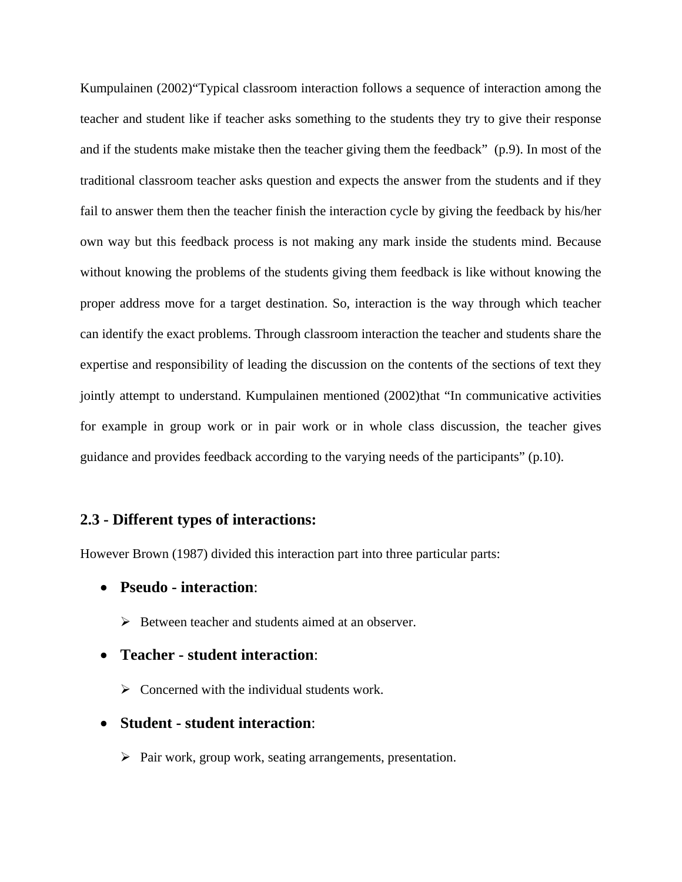Kumpulainen (2002)“Typical classroom interaction follows a sequence of interaction among the teacher and student like if teacher asks something to the students they try to give their response and if the students make mistake then the teacher giving them the feedback”  (p.9). In most of the traditional classroom teacher asks question and expects the answer from the students and if they fail to answer them then the teacher finish the interaction cycle by giving the feedback by his/her own way but this feedback process is not making any mark inside the students mind. Because without knowing the problems of the students giving them feedback is like without knowing the proper address move for a target destination. So, interaction is the way through which teacher can identify the exact problems. Through classroom interaction the teacher and students share the expertise and responsibility of leading the discussion on the contents of the sections of text they jointly attempt to understand. Kumpulainen mentioned (2002)that “In communicative activities for example in group work or in pair work or in whole class discussion, the teacher gives guidance and provides feedback according to the varying needs of the participants” (p.10).

## 2.3 - Different types of interactions:

However Brown (1987) divided this interaction part into three particular parts:

- **Pseudo - interaction**:
  - Between teacher and students aimed at an observer.
- **Teacher - student interaction**:
  - Concerned with the individual students work.
- **Student - student interaction**:
  - Pair work, group work, seating arrangements, presentation.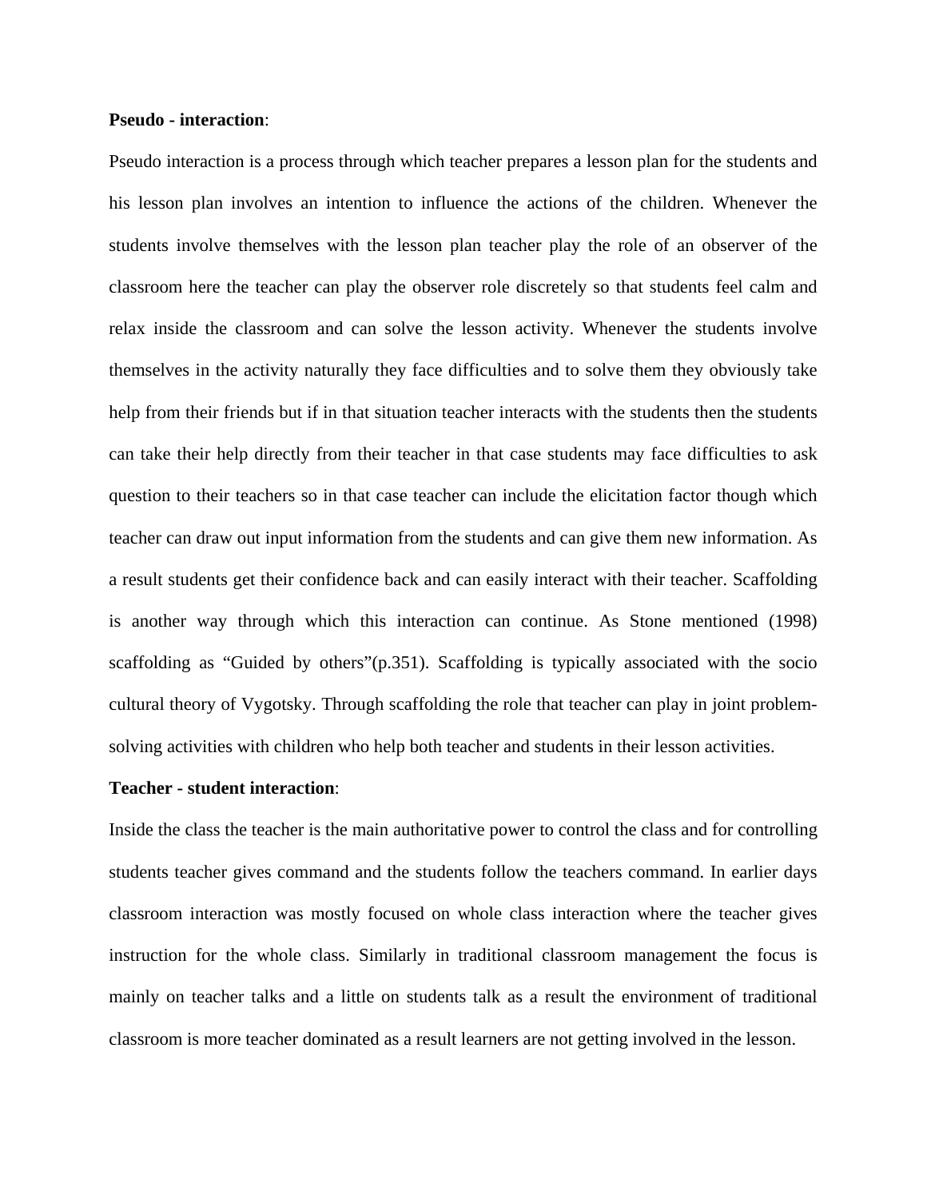**Pseudo - interaction**:

Pseudo interaction is a process through which teacher prepares a lesson plan for the students and his lesson plan involves an intention to influence the actions of the children. Whenever the students involve themselves with the lesson plan teacher play the role of an observer of the classroom here the teacher can play the observer role discretely so that students feel calm and relax inside the classroom and can solve the lesson activity. Whenever the students involve themselves in the activity naturally they face difficulties and to solve them they obviously take help from their friends but if in that situation teacher interacts with the students then the students can take their help directly from their teacher in that case students may face difficulties to ask question to their teachers so in that case teacher can include the elicitation factor though which teacher can draw out input information from the students and can give them new information. As a result students get their confidence back and can easily interact with their teacher. Scaffolding is another way through which this interaction can continue. As Stone mentioned (1998) scaffolding as "Guided by others"(p.351). Scaffolding is typically associated with the socio cultural theory of Vygotsky. Through scaffolding the role that teacher can play in joint problem-solving activities with children who help both teacher and students in their lesson activities.

**Teacher - student interaction**:

Inside the class the teacher is the main authoritative power to control the class and for controlling students teacher gives command and the students follow the teachers command. In earlier days classroom interaction was mostly focused on whole class interaction where the teacher gives instruction for the whole class. Similarly in traditional classroom management the focus is mainly on teacher talks and a little on students talk as a result the environment of traditional classroom is more teacher dominated as a result learners are not getting involved in the lesson.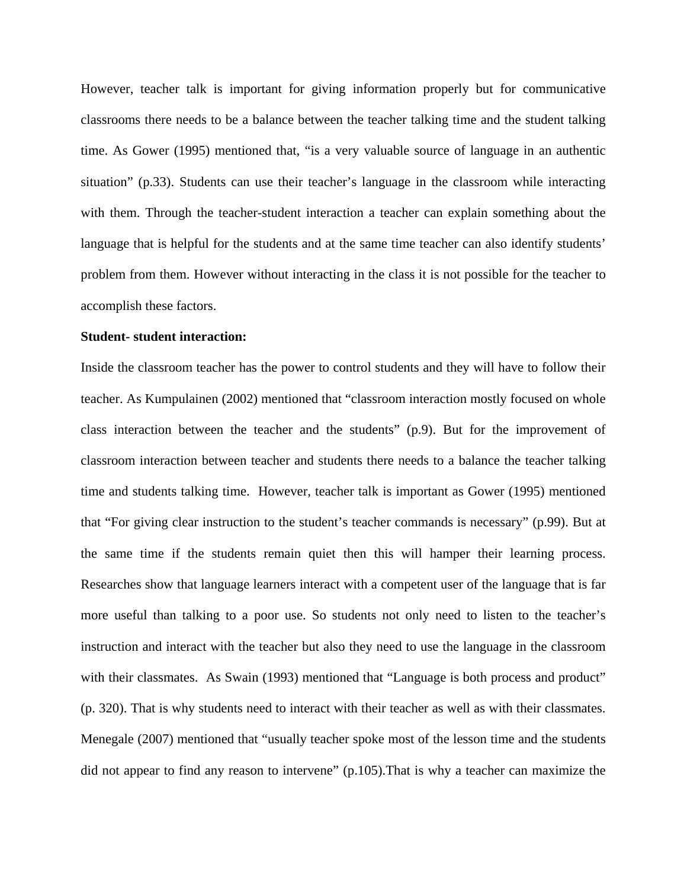However, teacher talk is important for giving information properly but for communicative classrooms there needs to be a balance between the teacher talking time and the student talking time. As Gower (1995) mentioned that, "is a very valuable source of language in an authentic situation" (p.33). Students can use their teacher's language in the classroom while interacting with them. Through the teacher-student interaction a teacher can explain something about the language that is helpful for the students and at the same time teacher can also identify students' problem from them. However without interacting in the class it is not possible for the teacher to accomplish these factors.

**Student- student interaction:**

Inside the classroom teacher has the power to control students and they will have to follow their teacher. As Kumpulainen (2002) mentioned that "classroom interaction mostly focused on whole class interaction between the teacher and the students" (p.9). But for the improvement of classroom interaction between teacher and students there needs to a balance the teacher talking time and students talking time. However, teacher talk is important as Gower (1995) mentioned that "For giving clear instruction to the student's teacher commands is necessary" (p.99). But at the same time if the students remain quiet then this will hamper their learning process. Researches show that language learners interact with a competent user of the language that is far more useful than talking to a poor use. So students not only need to listen to the teacher's instruction and interact with the teacher but also they need to use the language in the classroom with their classmates. As Swain (1993) mentioned that "Language is both process and product" (p. 320). That is why students need to interact with their teacher as well as with their classmates. Menegale (2007) mentioned that "usually teacher spoke most of the lesson time and the students did not appear to find any reason to intervene" (p.105).That is why a teacher can maximize the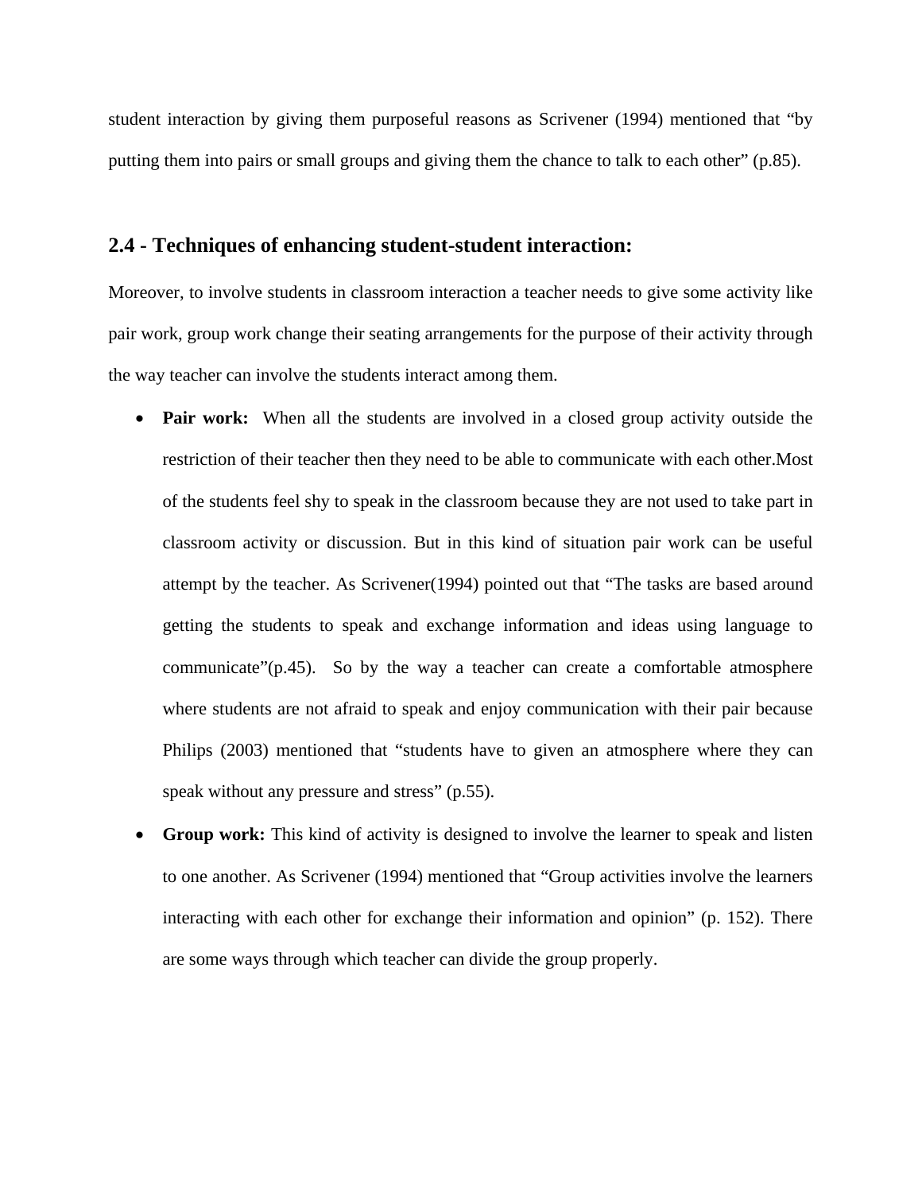student interaction by giving them purposeful reasons as Scrivener (1994) mentioned that "by putting them into pairs or small groups and giving them the chance to talk to each other" (p.85).

## 2.4 - Techniques of enhancing student-student interaction:

Moreover, to involve students in classroom interaction a teacher needs to give some activity like pair work, group work change their seating arrangements for the purpose of their activity through the way teacher can involve the students interact among them.

- **Pair work:** When all the students are involved in a closed group activity outside the restriction of their teacher then they need to be able to communicate with each other.Most of the students feel shy to speak in the classroom because they are not used to take part in classroom activity or discussion. But in this kind of situation pair work can be useful attempt by the teacher. As Scrivener(1994) pointed out that "The tasks are based around getting the students to speak and exchange information and ideas using language to communicate"(p.45). So by the way a teacher can create a comfortable atmosphere where students are not afraid to speak and enjoy communication with their pair because Philips (2003) mentioned that "students have to given an atmosphere where they can speak without any pressure and stress" (p.55).
- **Group work:** This kind of activity is designed to involve the learner to speak and listen to one another. As Scrivener (1994) mentioned that "Group activities involve the learners interacting with each other for exchange their information and opinion" (p. 152). There are some ways through which teacher can divide the group properly.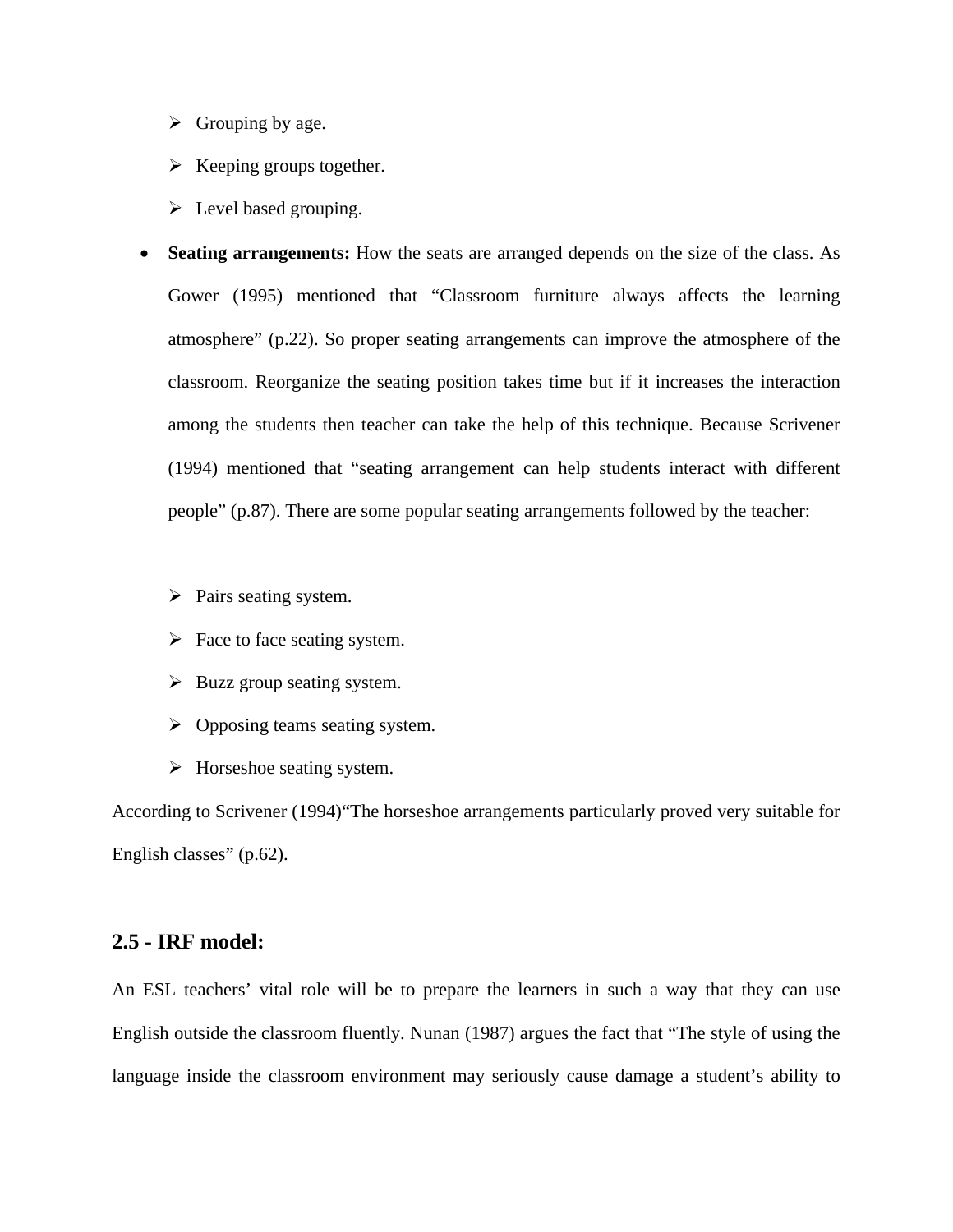- Grouping by age.
- Keeping groups together.
- Level based grouping.

- **Seating arrangements:** How the seats are arranged depends on the size of the class. As Gower (1995) mentioned that "Classroom furniture always affects the learning atmosphere" (p.22). So proper seating arrangements can improve the atmosphere of the classroom. Reorganize the seating position takes time but if it increases the interaction among the students then teacher can take the help of this technique. Because Scrivener (1994) mentioned that "seating arrangement can help students interact with different people" (p.87). There are some popular seating arrangements followed by the teacher:

    - Pairs seating system.
    - Face to face seating system.
    - Buzz group seating system.
    - Opposing teams seating system.
    - Horseshoe seating system.

According to Scrivener (1994)"The horseshoe arrangements particularly proved very suitable for English classes" (p.62).

## 2.5 - IRF model:

An ESL teachers' vital role will be to prepare the learners in such a way that they can use English outside the classroom fluently. Nunan (1987) argues the fact that "The style of using the language inside the classroom environment may seriously cause damage a student's ability to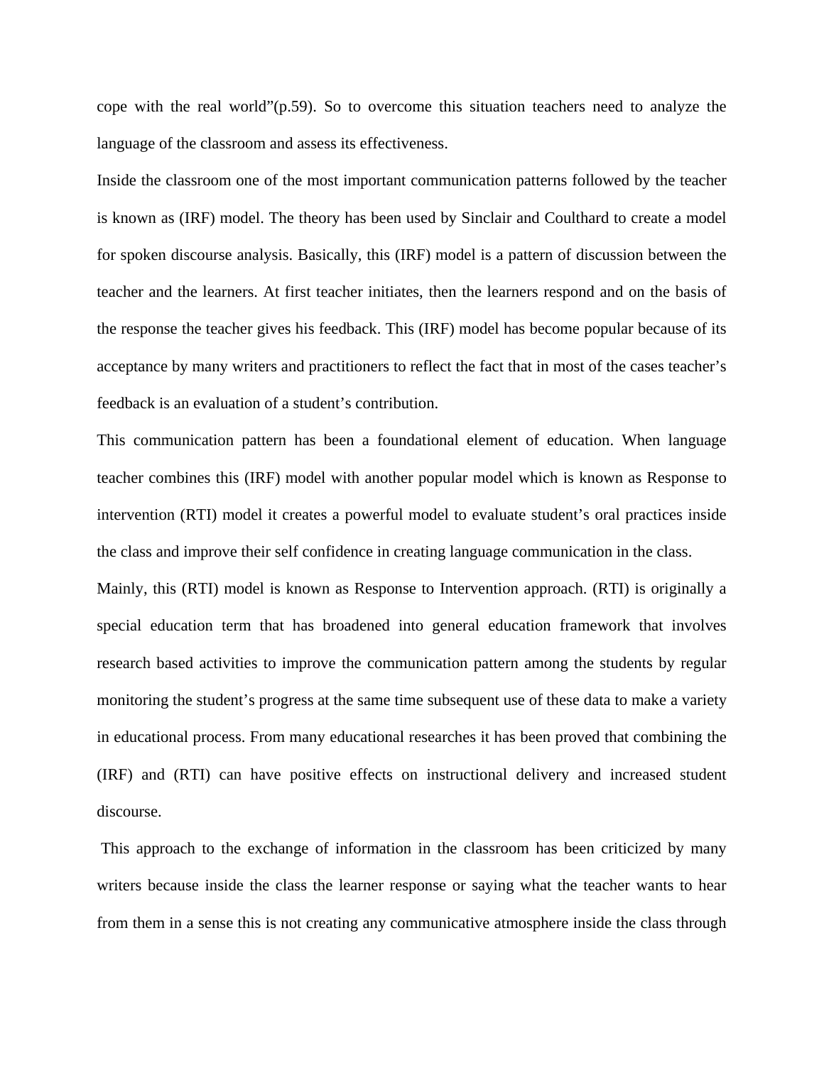cope with the real world"(p.59). So to overcome this situation teachers need to analyze the language of the classroom and assess its effectiveness.

Inside the classroom one of the most important communication patterns followed by the teacher is known as (IRF) model. The theory has been used by Sinclair and Coulthard to create a model for spoken discourse analysis. Basically, this (IRF) model is a pattern of discussion between the teacher and the learners. At first teacher initiates, then the learners respond and on the basis of the response the teacher gives his feedback. This (IRF) model has become popular because of its acceptance by many writers and practitioners to reflect the fact that in most of the cases teacher's feedback is an evaluation of a student's contribution.

This communication pattern has been a foundational element of education. When language teacher combines this (IRF) model with another popular model which is known as Response to intervention (RTI) model it creates a powerful model to evaluate student's oral practices inside the class and improve their self confidence in creating language communication in the class.

Mainly, this (RTI) model is known as Response to Intervention approach. (RTI) is originally a special education term that has broadened into general education framework that involves research based activities to improve the communication pattern among the students by regular monitoring the student's progress at the same time subsequent use of these data to make a variety in educational process. From many educational researches it has been proved that combining the (IRF) and (RTI) can have positive effects on instructional delivery and increased student discourse.

This approach to the exchange of information in the classroom has been criticized by many writers because inside the class the learner response or saying what the teacher wants to hear from them in a sense this is not creating any communicative atmosphere inside the class through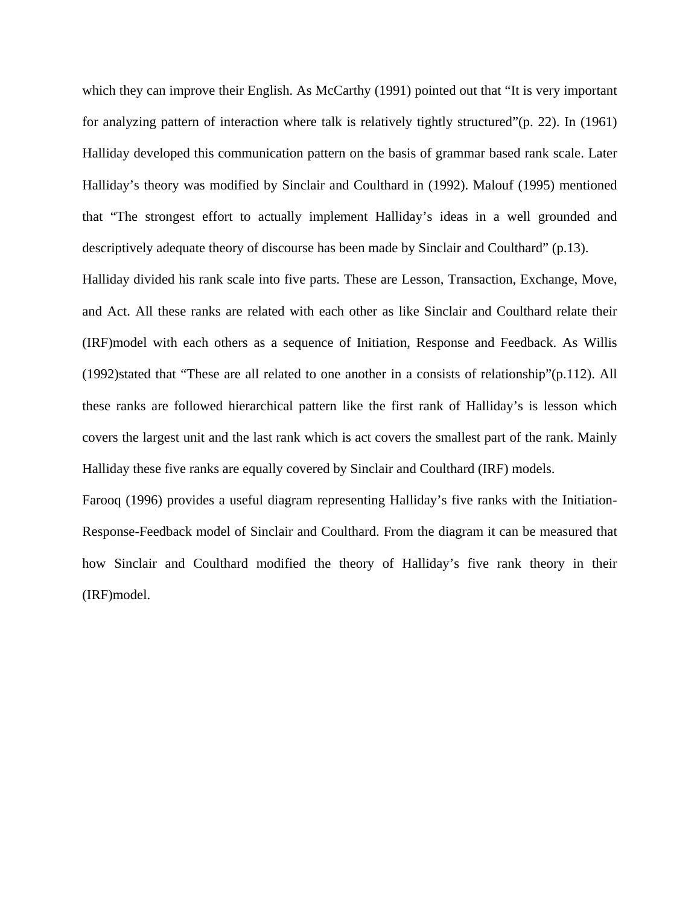which they can improve their English. As McCarthy (1991) pointed out that "It is very important for analyzing pattern of interaction where talk is relatively tightly structured"(p. 22). In (1961) Halliday developed this communication pattern on the basis of grammar based rank scale. Later Halliday's theory was modified by Sinclair and Coulthard in (1992). Malouf (1995) mentioned that "The strongest effort to actually implement Halliday's ideas in a well grounded and descriptively adequate theory of discourse has been made by Sinclair and Coulthard" (p.13).

Halliday divided his rank scale into five parts. These are Lesson, Transaction, Exchange, Move, and Act. All these ranks are related with each other as like Sinclair and Coulthard relate their (IRF)model with each others as a sequence of Initiation, Response and Feedback. As Willis (1992)stated that "These are all related to one another in a consists of relationship"(p.112). All these ranks are followed hierarchical pattern like the first rank of Halliday's is lesson which covers the largest unit and the last rank which is act covers the smallest part of the rank. Mainly Halliday these five ranks are equally covered by Sinclair and Coulthard (IRF) models.

Farooq (1996) provides a useful diagram representing Halliday's five ranks with the Initiation-Response-Feedback model of Sinclair and Coulthard. From the diagram it can be measured that how Sinclair and Coulthard modified the theory of Halliday's five rank theory in their (IRF)model.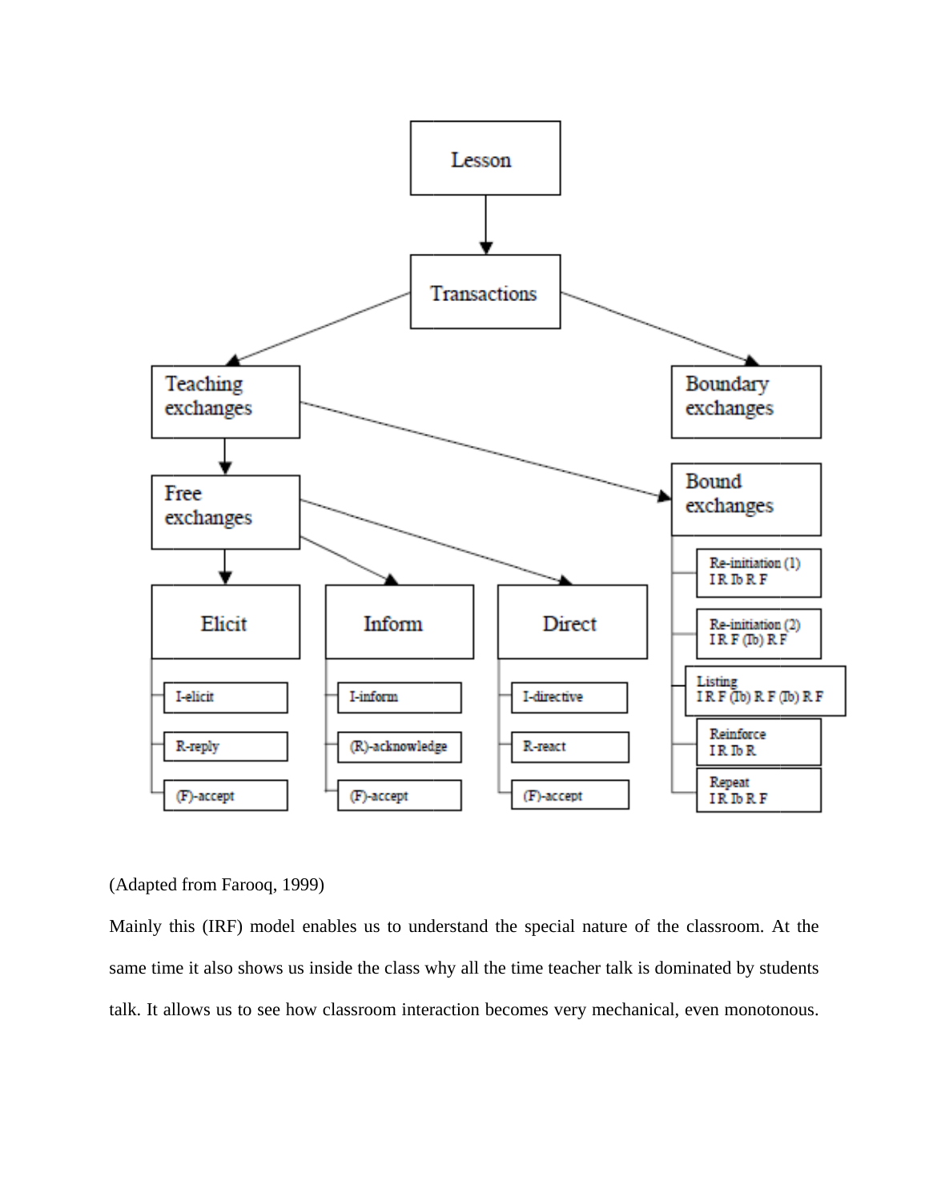- Lesson
  - Transactions
    - Teaching exchanges
      - Free exchanges
        - Elicit
          - I-elicit
          - R-reply
          - (F)-accept
        - Inform
          - I-inform
          - (R)-acknowledge
          - (F)-accept
        - Direct
          - I-directive
          - R-react
          - (F)-accept
      - Bound exchanges
        - Re-initiation (1) I R Ib R F
        - Re-initiation (2) I R F (Ib) R F
        - Listing I R F (Ib) R F (Ib) R F
        - Reinforce I R Ib R
        - Repeat I R Ib R F
    - Boundary exchanges

(Adapted from Farooq, 1999)

Mainly this (IRF) model enables us to understand the special nature of the classroom. At the same time it also shows us inside the class why all the time teacher talk is dominated by students talk. It allows us to see how classroom interaction becomes very mechanical, even monotonous.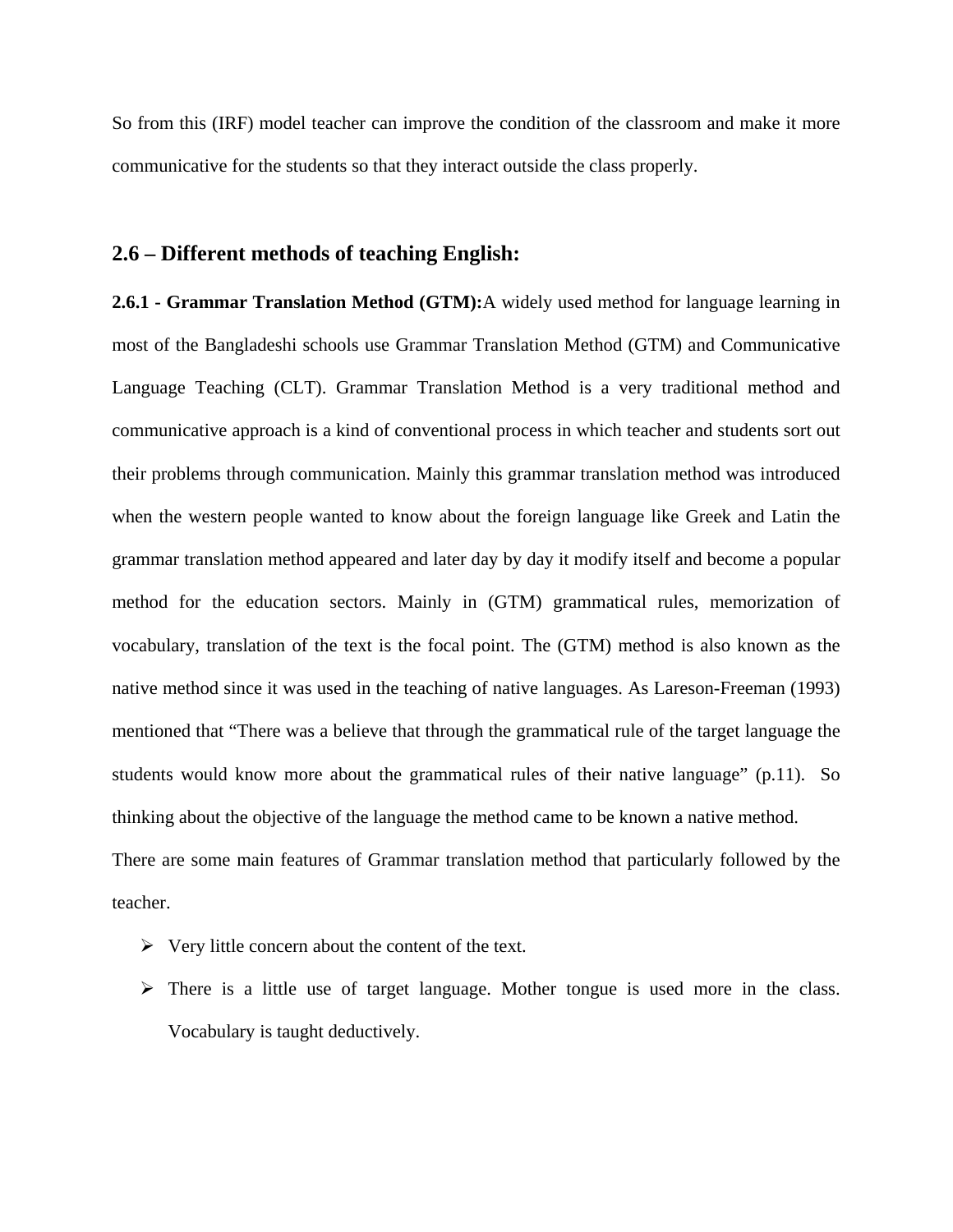So from this (IRF) model teacher can improve the condition of the classroom and make it more communicative for the students so that they interact outside the class properly.

## 2.6 – Different methods of teaching English:

**2.6.1 - Grammar Translation Method (GTM):**A widely used method for language learning in most of the Bangladeshi schools use Grammar Translation Method (GTM) and Communicative Language Teaching (CLT). Grammar Translation Method is a very traditional method and communicative approach is a kind of conventional process in which teacher and students sort out their problems through communication. Mainly this grammar translation method was introduced when the western people wanted to know about the foreign language like Greek and Latin the grammar translation method appeared and later day by day it modify itself and become a popular method for the education sectors. Mainly in (GTM) grammatical rules, memorization of vocabulary, translation of the text is the focal point. The (GTM) method is also known as the native method since it was used in the teaching of native languages. As Lareson-Freeman (1993) mentioned that "There was a believe that through the grammatical rule of the target language the students would know more about the grammatical rules of their native language" (p.11). So thinking about the objective of the language the method came to be known a native method.

There are some main features of Grammar translation method that particularly followed by the teacher.

- Very little concern about the content of the text.
- There is a little use of target language. Mother tongue is used more in the class. Vocabulary is taught deductively.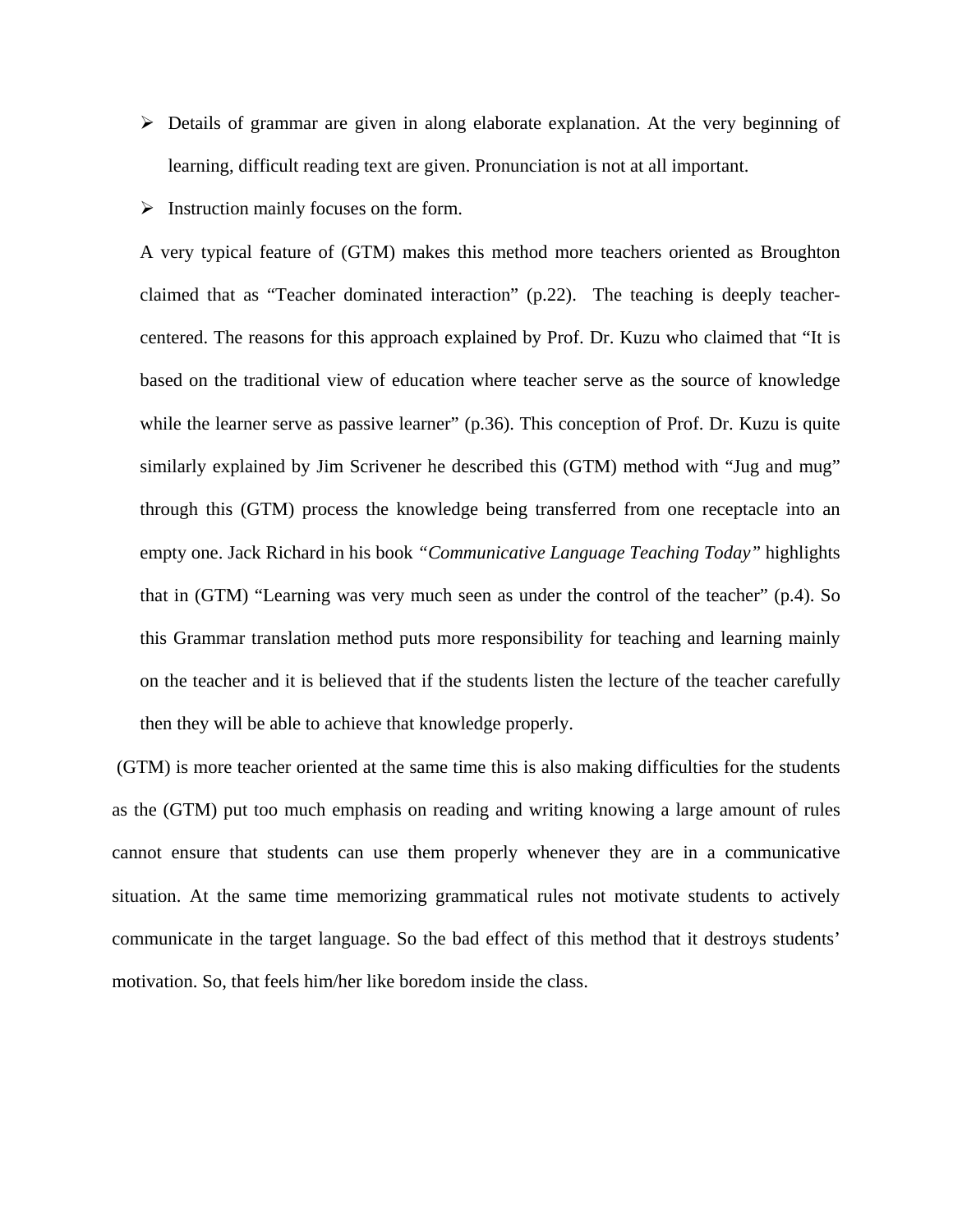- Details of grammar are given in along elaborate explanation. At the very beginning of learning, difficult reading text are given. Pronunciation is not at all important.
- Instruction mainly focuses on the form.

A very typical feature of (GTM) makes this method more teachers oriented as Broughton claimed that as “Teacher dominated interaction” (p.22). The teaching is deeply teacher-centered. The reasons for this approach explained by Prof. Dr. Kuzu who claimed that “It is based on the traditional view of education where teacher serve as the source of knowledge while the learner serve as passive learner” (p.36). This conception of Prof. Dr. Kuzu is quite similarly explained by Jim Scrivener he described this (GTM) method with “Jug and mug” through this (GTM) process the knowledge being transferred from one receptacle into an empty one. Jack Richard in his book *“Communicative Language Teaching Today”* highlights that in (GTM) “Learning was very much seen as under the control of the teacher” (p.4). So this Grammar translation method puts more responsibility for teaching and learning mainly on the teacher and it is believed that if the students listen the lecture of the teacher carefully then they will be able to achieve that knowledge properly.

(GTM) is more teacher oriented at the same time this is also making difficulties for the students as the (GTM) put too much emphasis on reading and writing knowing a large amount of rules cannot ensure that students can use them properly whenever they are in a communicative situation. At the same time memorizing grammatical rules not motivate students to actively communicate in the target language. So the bad effect of this method that it destroys students’ motivation. So, that feels him/her like boredom inside the class.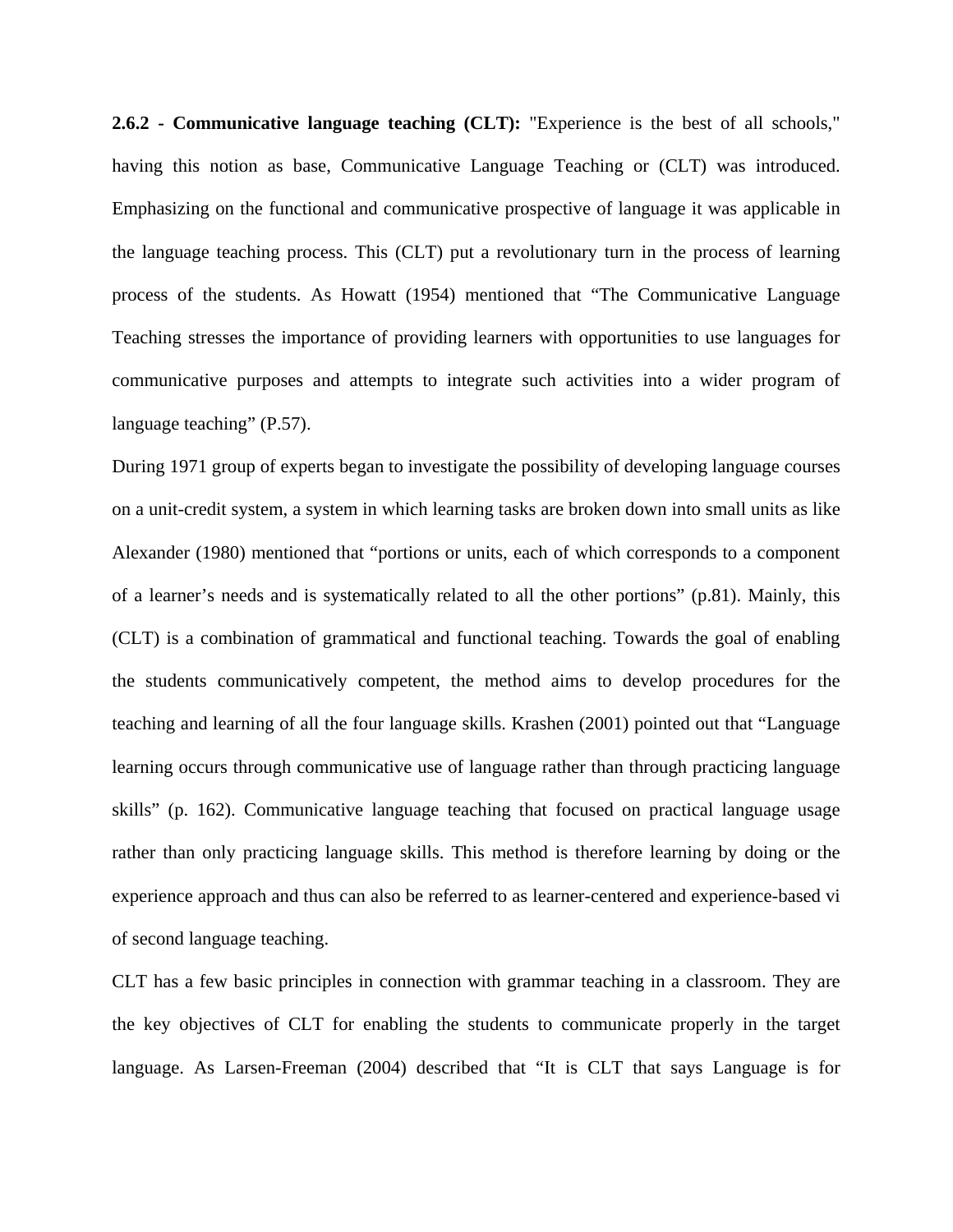**2.6.2 - Communicative language teaching (CLT):** "Experience is the best of all schools," having this notion as base, Communicative Language Teaching or (CLT) was introduced. Emphasizing on the functional and communicative prospective of language it was applicable in the language teaching process. This (CLT) put a revolutionary turn in the process of learning process of the students. As Howatt (1954) mentioned that "The Communicative Language Teaching stresses the importance of providing learners with opportunities to use languages for communicative purposes and attempts to integrate such activities into a wider program of language teaching" (P.57).

During 1971 group of experts began to investigate the possibility of developing language courses on a unit-credit system, a system in which learning tasks are broken down into small units as like Alexander (1980) mentioned that "portions or units, each of which corresponds to a component of a learner's needs and is systematically related to all the other portions" (p.81). Mainly, this (CLT) is a combination of grammatical and functional teaching. Towards the goal of enabling the students communicatively competent, the method aims to develop procedures for the teaching and learning of all the four language skills. Krashen (2001) pointed out that "Language learning occurs through communicative use of language rather than through practicing language skills" (p. 162). Communicative language teaching that focused on practical language usage rather than only practicing language skills. This method is therefore learning by doing or the experience approach and thus can also be referred to as learner-centered and experience-based vi of second language teaching.

CLT has a few basic principles in connection with grammar teaching in a classroom. They are the key objectives of CLT for enabling the students to communicate properly in the target language. As Larsen-Freeman (2004) described that "It is CLT that says Language is for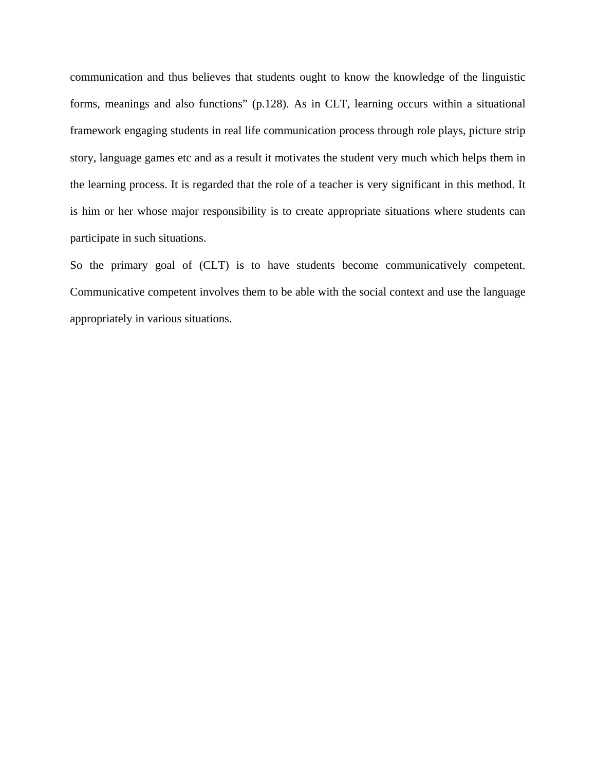communication and thus believes that students ought to know the knowledge of the linguistic forms, meanings and also functions" (p.128). As in CLT, learning occurs within a situational framework engaging students in real life communication process through role plays, picture strip story, language games etc and as a result it motivates the student very much which helps them in the learning process. It is regarded that the role of a teacher is very significant in this method. It is him or her whose major responsibility is to create appropriate situations where students can participate in such situations.

So the primary goal of (CLT) is to have students become communicatively competent. Communicative competent involves them to be able with the social context and use the language appropriately in various situations.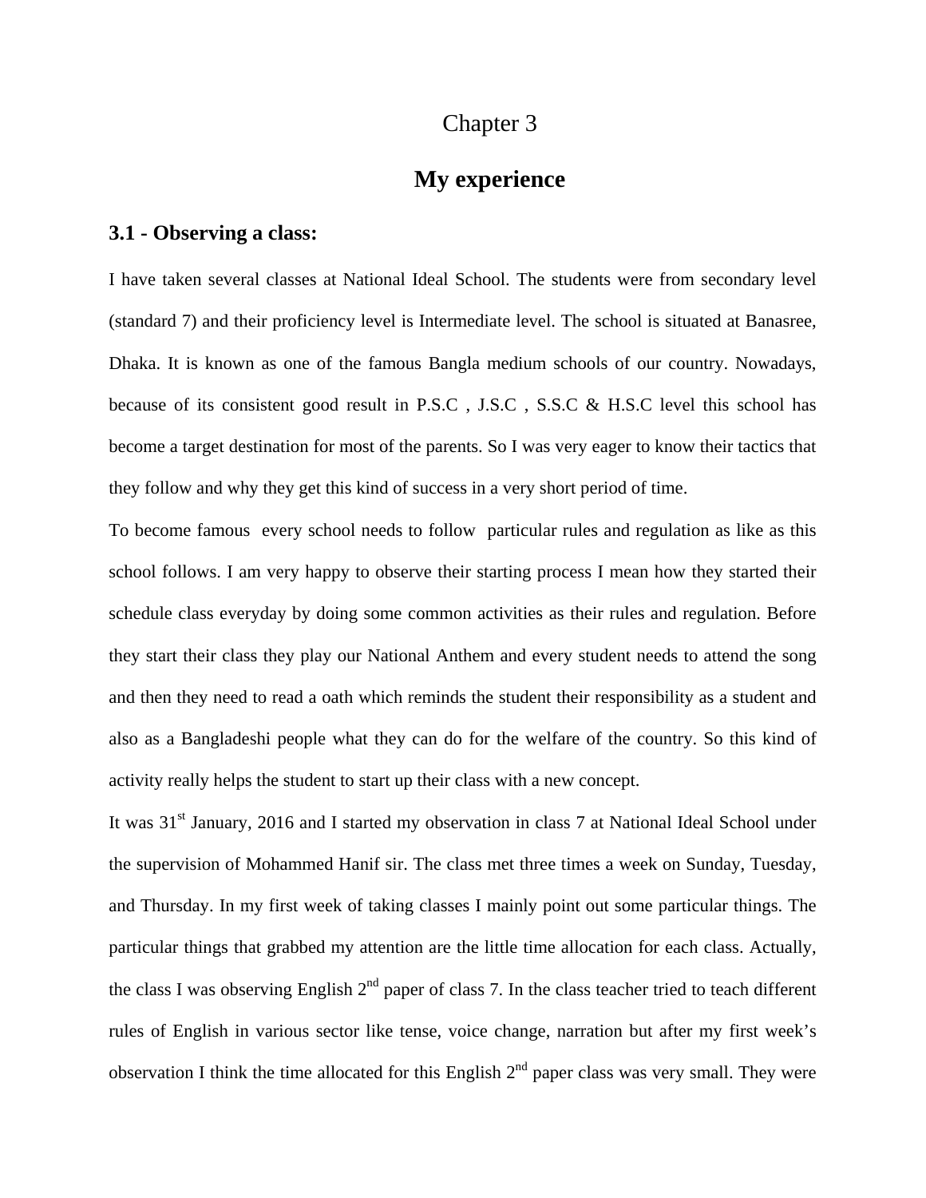# Chapter 3

## My experience

### 3.1 - Observing a class:

I have taken several classes at National Ideal School. The students were from secondary level (standard 7) and their proficiency level is Intermediate level. The school is situated at Banasree, Dhaka. It is known as one of the famous Bangla medium schools of our country. Nowadays, because of its consistent good result in P.S.C , J.S.C , S.S.C & H.S.C level this school has become a target destination for most of the parents. So I was very eager to know their tactics that they follow and why they get this kind of success in a very short period of time.

To become famous every school needs to follow particular rules and regulation as like as this school follows. I am very happy to observe their starting process I mean how they started their schedule class everyday by doing some common activities as their rules and regulation. Before they start their class they play our National Anthem and every student needs to attend the song and then they need to read a oath which reminds the student their responsibility as a student and also as a Bangladeshi people what they can do for the welfare of the country. So this kind of activity really helps the student to start up their class with a new concept.

It was 31st January, 2016 and I started my observation in class 7 at National Ideal School under the supervision of Mohammed Hanif sir. The class met three times a week on Sunday, Tuesday, and Thursday. In my first week of taking classes I mainly point out some particular things. The particular things that grabbed my attention are the little time allocation for each class. Actually, the class I was observing English 2nd paper of class 7. In the class teacher tried to teach different rules of English in various sector like tense, voice change, narration but after my first week's observation I think the time allocated for this English 2nd paper class was very small. They were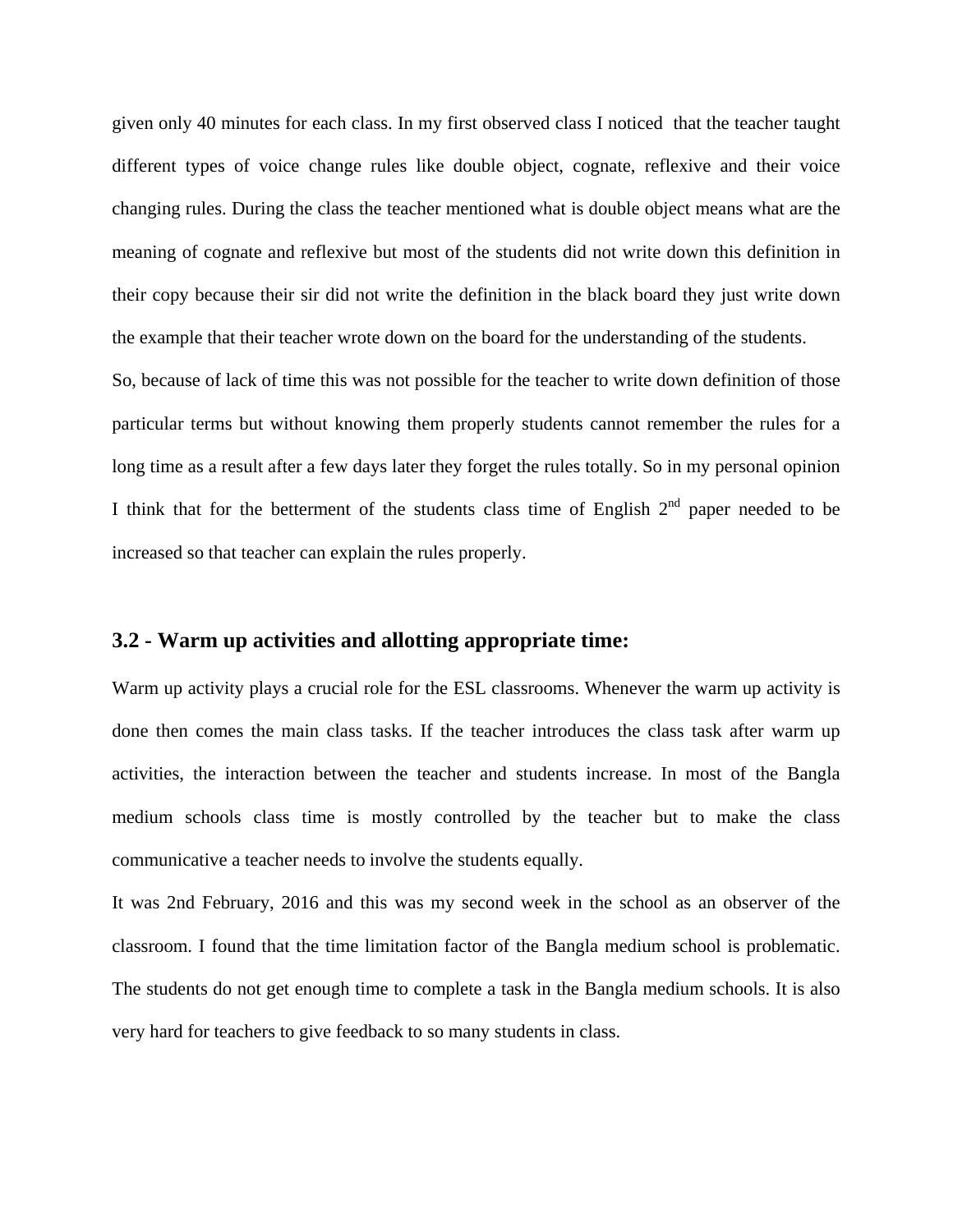given only 40 minutes for each class. In my first observed class I noticed that the teacher taught different types of voice change rules like double object, cognate, reflexive and their voice changing rules. During the class the teacher mentioned what is double object means what are the meaning of cognate and reflexive but most of the students did not write down this definition in their copy because their sir did not write the definition in the black board they just write down the example that their teacher wrote down on the board for the understanding of the students.

So, because of lack of time this was not possible for the teacher to write down definition of those particular terms but without knowing them properly students cannot remember the rules for a long time as a result after a few days later they forget the rules totally. So in my personal opinion I think that for the betterment of the students class time of English 2nd paper needed to be increased so that teacher can explain the rules properly.

### 3.2 - Warm up activities and allotting appropriate time:

Warm up activity plays a crucial role for the ESL classrooms. Whenever the warm up activity is done then comes the main class tasks. If the teacher introduces the class task after warm up activities, the interaction between the teacher and students increase. In most of the Bangla medium schools class time is mostly controlled by the teacher but to make the class communicative a teacher needs to involve the students equally.

It was 2nd February, 2016 and this was my second week in the school as an observer of the classroom. I found that the time limitation factor of the Bangla medium school is problematic. The students do not get enough time to complete a task in the Bangla medium schools. It is also very hard for teachers to give feedback to so many students in class.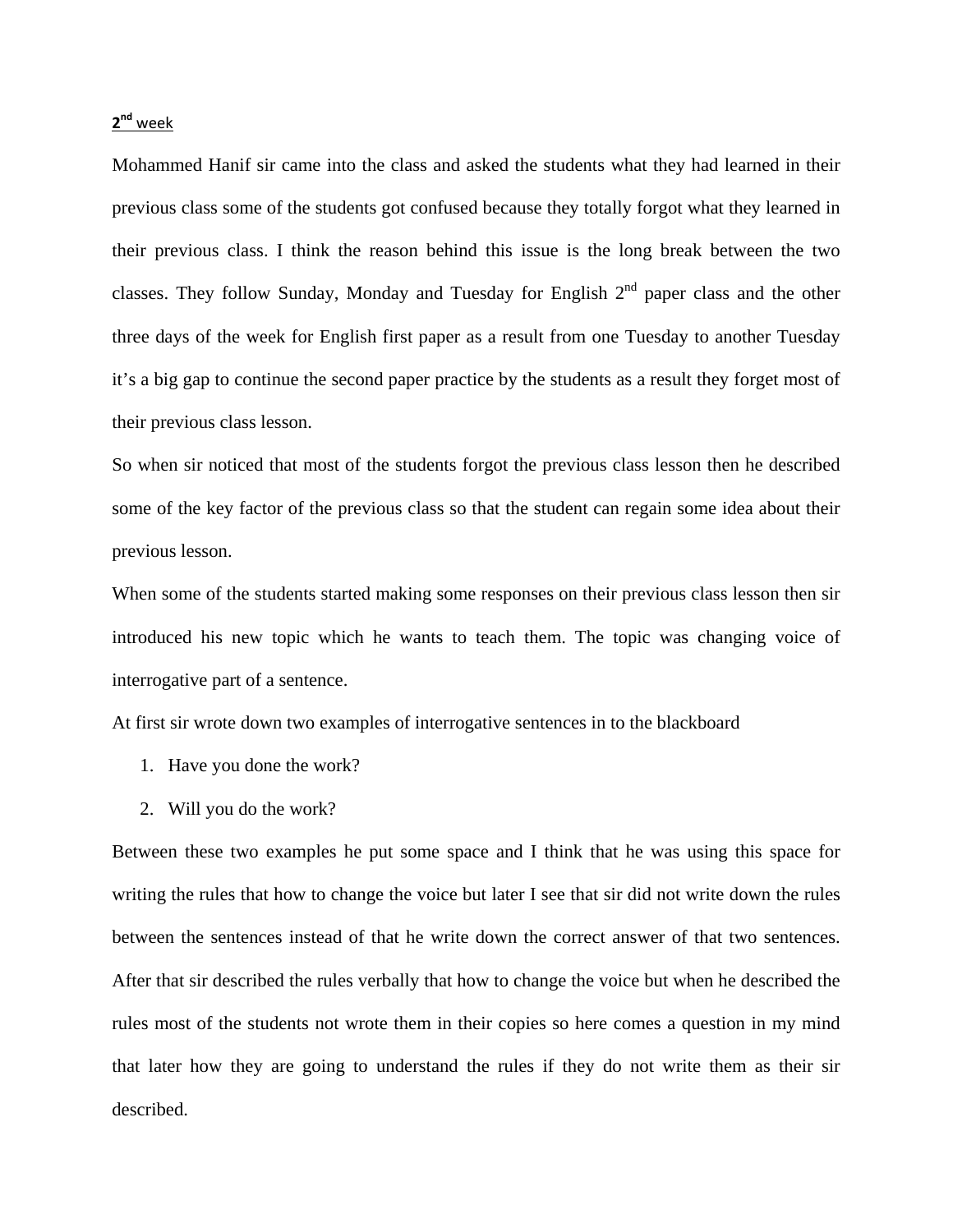**2nd week**

Mohammed Hanif sir came into the class and asked the students what they had learned in their previous class some of the students got confused because they totally forgot what they learned in their previous class. I think the reason behind this issue is the long break between the two classes. They follow Sunday, Monday and Tuesday for English 2nd paper class and the other three days of the week for English first paper as a result from one Tuesday to another Tuesday it's a big gap to continue the second paper practice by the students as a result they forget most of their previous class lesson.

So when sir noticed that most of the students forgot the previous class lesson then he described some of the key factor of the previous class so that the student can regain some idea about their previous lesson.

When some of the students started making some responses on their previous class lesson then sir introduced his new topic which he wants to teach them. The topic was changing voice of interrogative part of a sentence.

At first sir wrote down two examples of interrogative sentences in to the blackboard

1. Have you done the work?
2. Will you do the work?

Between these two examples he put some space and I think that he was using this space for writing the rules that how to change the voice but later I see that sir did not write down the rules between the sentences instead of that he write down the correct answer of that two sentences. After that sir described the rules verbally that how to change the voice but when he described the rules most of the students not wrote them in their copies so here comes a question in my mind that later how they are going to understand the rules if they do not write them as their sir described.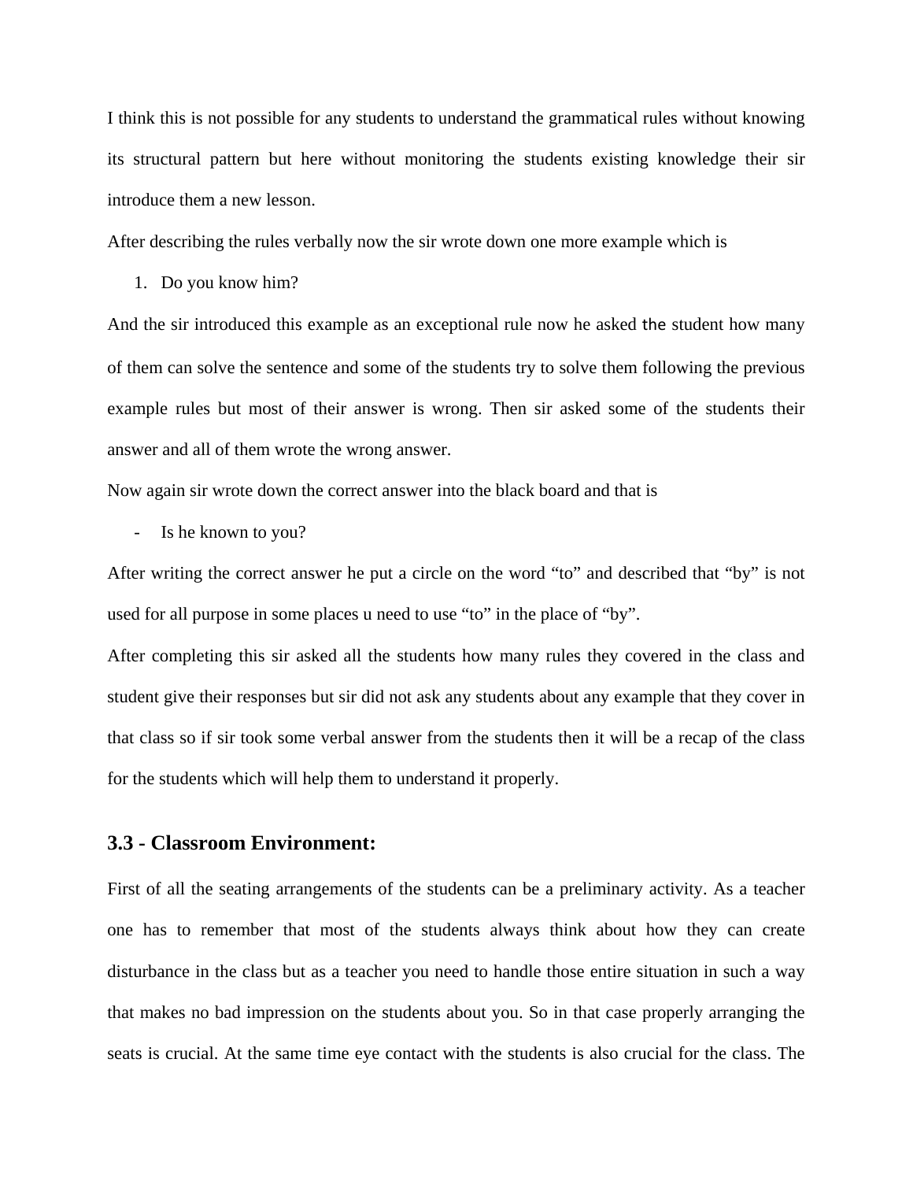I think this is not possible for any students to understand the grammatical rules without knowing its structural pattern but here without monitoring the students existing knowledge their sir introduce them a new lesson.

After describing the rules verbally now the sir wrote down one more example which is

1. Do you know him?

And the sir introduced this example as an exceptional rule now he asked the student how many of them can solve the sentence and some of the students try to solve them following the previous example rules but most of their answer is wrong. Then sir asked some of the students their answer and all of them wrote the wrong answer.

Now again sir wrote down the correct answer into the black board and that is

- Is he known to you?

After writing the correct answer he put a circle on the word "to" and described that "by" is not used for all purpose in some places u need to use "to" in the place of "by".

After completing this sir asked all the students how many rules they covered in the class and student give their responses but sir did not ask any students about any example that they cover in that class so if sir took some verbal answer from the students then it will be a recap of the class for the students which will help them to understand it properly.

### 3.3 - Classroom Environment:

First of all the seating arrangements of the students can be a preliminary activity. As a teacher one has to remember that most of the students always think about how they can create disturbance in the class but as a teacher you need to handle those entire situation in such a way that makes no bad impression on the students about you. So in that case properly arranging the seats is crucial. At the same time eye contact with the students is also crucial for the class. The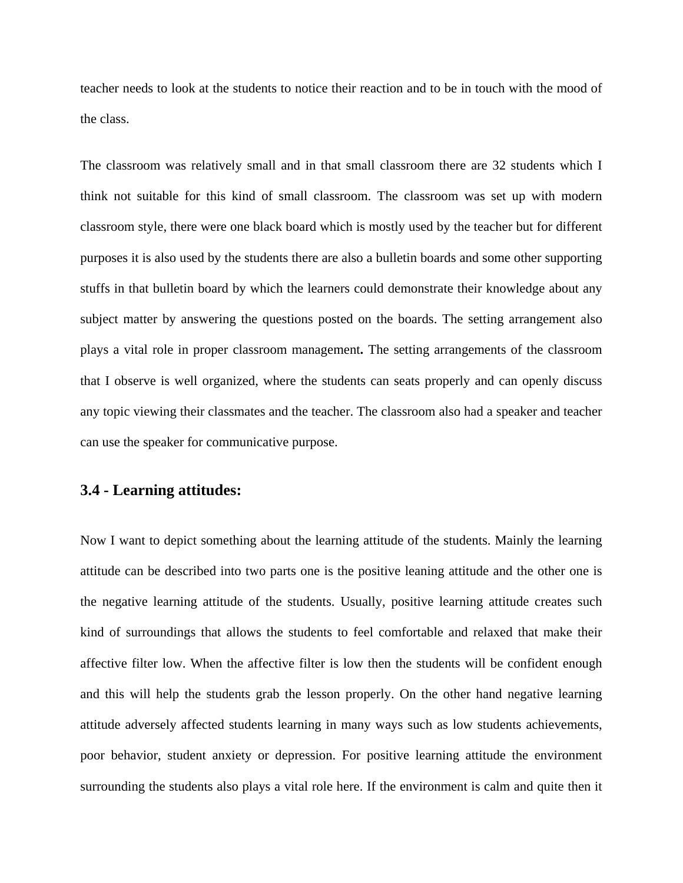teacher needs to look at the students to notice their reaction and to be in touch with the mood of the class.

The classroom was relatively small and in that small classroom there are 32 students which I think not suitable for this kind of small classroom. The classroom was set up with modern classroom style, there were one black board which is mostly used by the teacher but for different purposes it is also used by the students there are also a bulletin boards and some other supporting stuffs in that bulletin board by which the learners could demonstrate their knowledge about any subject matter by answering the questions posted on the boards. The setting arrangement also plays a vital role in proper classroom management**.** The setting arrangements of the classroom that I observe is well organized, where the students can seats properly and can openly discuss any topic viewing their classmates and the teacher. The classroom also had a speaker and teacher can use the speaker for communicative purpose.

### 3.4 - Learning attitudes:

Now I want to depict something about the learning attitude of the students. Mainly the learning attitude can be described into two parts one is the positive leaning attitude and the other one is the negative learning attitude of the students. Usually, positive learning attitude creates such kind of surroundings that allows the students to feel comfortable and relaxed that make their affective filter low. When the affective filter is low then the students will be confident enough and this will help the students grab the lesson properly. On the other hand negative learning attitude adversely affected students learning in many ways such as low students achievements, poor behavior, student anxiety or depression. For positive learning attitude the environment surrounding the students also plays a vital role here. If the environment is calm and quite then it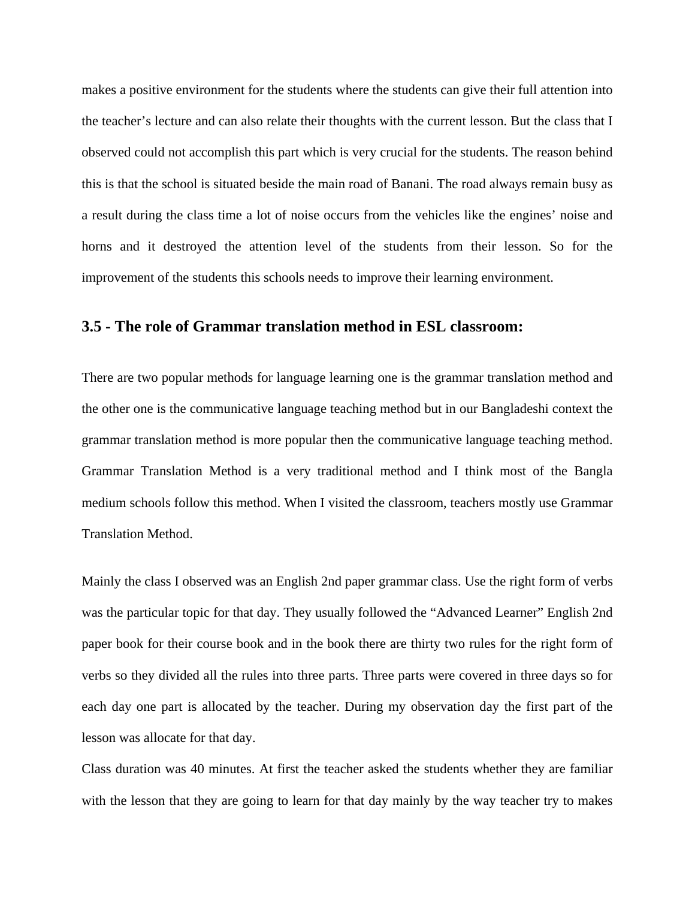makes a positive environment for the students where the students can give their full attention into the teacher's lecture and can also relate their thoughts with the current lesson. But the class that I observed could not accomplish this part which is very crucial for the students. The reason behind this is that the school is situated beside the main road of Banani. The road always remain busy as a result during the class time a lot of noise occurs from the vehicles like the engines' noise and horns and it destroyed the attention level of the students from their lesson. So for the improvement of the students this schools needs to improve their learning environment.

### 3.5 - The role of Grammar translation method in ESL classroom:

There are two popular methods for language learning one is the grammar translation method and the other one is the communicative language teaching method but in our Bangladeshi context the grammar translation method is more popular then the communicative language teaching method. Grammar Translation Method is a very traditional method and I think most of the Bangla medium schools follow this method. When I visited the classroom, teachers mostly use Grammar Translation Method.

Mainly the class I observed was an English 2nd paper grammar class. Use the right form of verbs was the particular topic for that day. They usually followed the "Advanced Learner" English 2nd paper book for their course book and in the book there are thirty two rules for the right form of verbs so they divided all the rules into three parts. Three parts were covered in three days so for each day one part is allocated by the teacher. During my observation day the first part of the lesson was allocate for that day.

Class duration was 40 minutes. At first the teacher asked the students whether they are familiar with the lesson that they are going to learn for that day mainly by the way teacher try to makes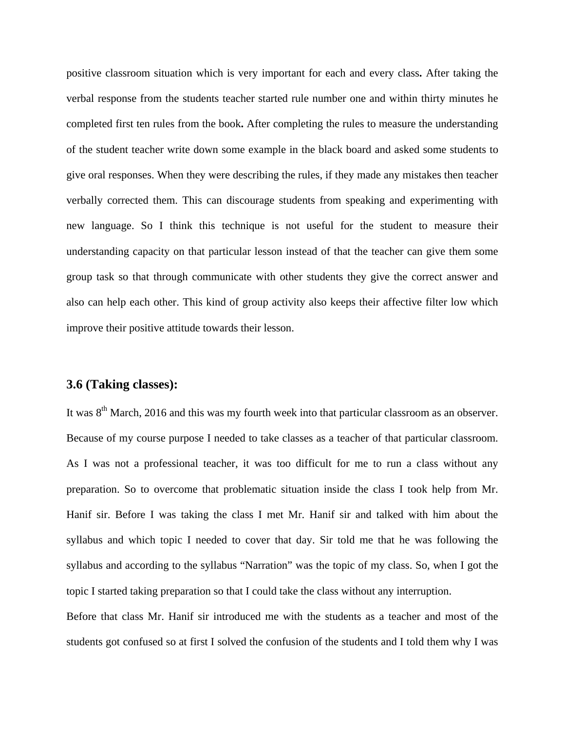positive classroom situation which is very important for each and every class**.** After taking the verbal response from the students teacher started rule number one and within thirty minutes he completed first ten rules from the book**.** After completing the rules to measure the understanding of the student teacher write down some example in the black board and asked some students to give oral responses. When they were describing the rules, if they made any mistakes then teacher verbally corrected them. This can discourage students from speaking and experimenting with new language. So I think this technique is not useful for the student to measure their understanding capacity on that particular lesson instead of that the teacher can give them some group task so that through communicate with other students they give the correct answer and also can help each other. This kind of group activity also keeps their affective filter low which improve their positive attitude towards their lesson.

### 3.6 (Taking classes):

It was 8th March, 2016 and this was my fourth week into that particular classroom as an observer. Because of my course purpose I needed to take classes as a teacher of that particular classroom. As I was not a professional teacher, it was too difficult for me to run a class without any preparation. So to overcome that problematic situation inside the class I took help from Mr. Hanif sir. Before I was taking the class I met Mr. Hanif sir and talked with him about the syllabus and which topic I needed to cover that day. Sir told me that he was following the syllabus and according to the syllabus "Narration" was the topic of my class. So, when I got the topic I started taking preparation so that I could take the class without any interruption.

Before that class Mr. Hanif sir introduced me with the students as a teacher and most of the students got confused so at first I solved the confusion of the students and I told them why I was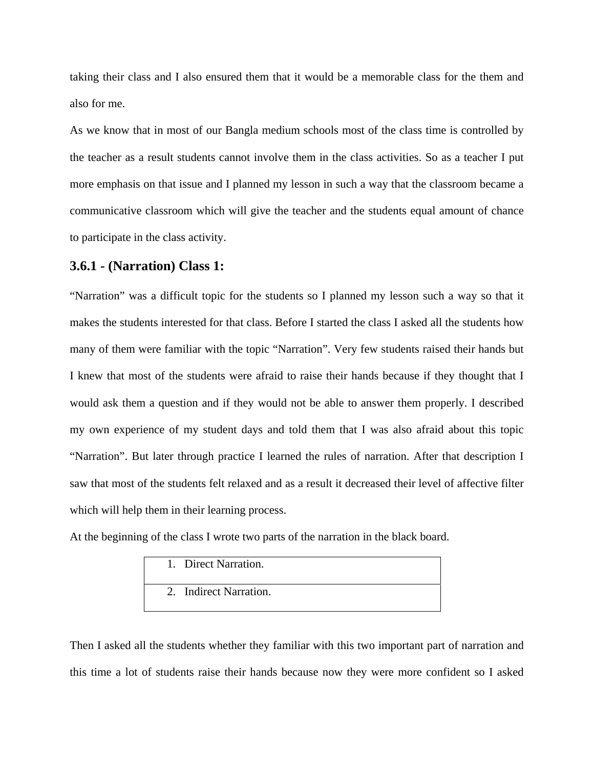taking their class and I also ensured them that it would be a memorable class for the them and also for me.

As we know that in most of our Bangla medium schools most of the class time is controlled by the teacher as a result students cannot involve them in the class activities. So as a teacher I put more emphasis on that issue and I planned my lesson in such a way that the classroom became a communicative classroom which will give the teacher and the students equal amount of chance to participate in the class activity.

### 3.6.1 - (Narration) Class 1:

"Narration" was a difficult topic for the students so I planned my lesson such a way so that it makes the students interested for that class. Before I started the class I asked all the students how many of them were familiar with the topic "Narration". Very few students raised their hands but I knew that most of the students were afraid to raise their hands because if they thought that I would ask them a question and if they would not be able to answer them properly. I described my own experience of my student days and told them that I was also afraid about this topic "Narration". But later through practice I learned the rules of narration. After that description I saw that most of the students felt relaxed and as a result it decreased their level of affective filter which will help them in their learning process.

At the beginning of the class I wrote two parts of the narration in the black board.

| 1. Direct Narration. |
|---|
| 2. Indirect Narration. |

Then I asked all the students whether they familiar with this two important part of narration and this time a lot of students raise their hands because now they were more confident so I asked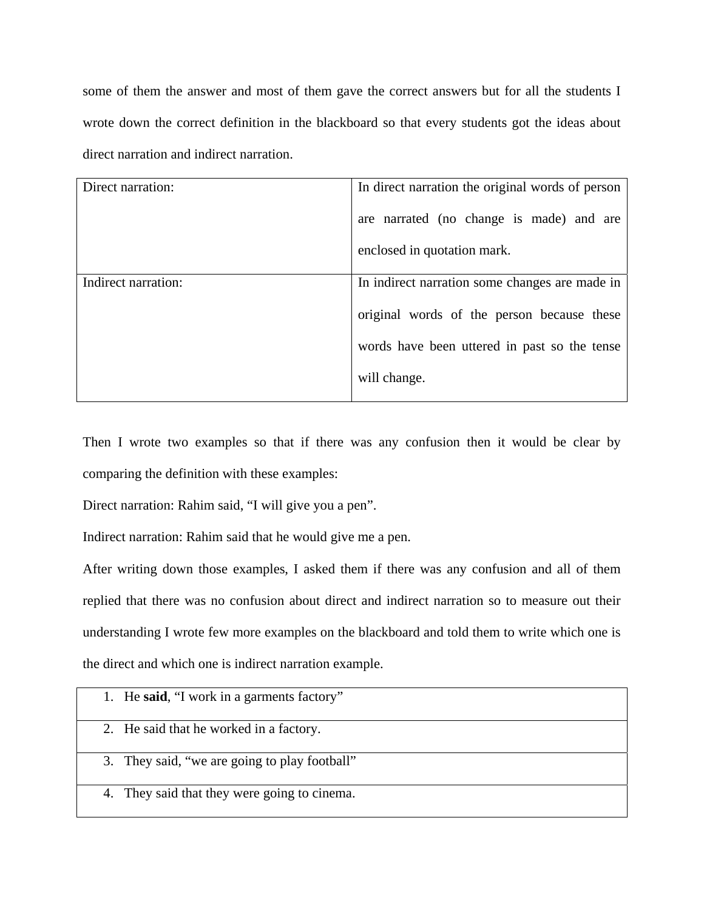some of them the answer and most of them gave the correct answers but for all the students I wrote down the correct definition in the blackboard so that every students got the ideas about direct narration and indirect narration.

| Direct narration: | In direct narration the original words of person are narrated (no change is made) and are enclosed in quotation mark. |
|---|---|
| Indirect narration: | In indirect narration some changes are made in original words of the person because these words have been uttered in past so the tense will change. |

Then I wrote two examples so that if there was any confusion then it would be clear by comparing the definition with these examples:

Direct narration: Rahim said, “I will give you a pen”.

Indirect narration: Rahim said that he would give me a pen.

After writing down those examples, I asked them if there was any confusion and all of them replied that there was no confusion about direct and indirect narration so to measure out their understanding I wrote few more examples on the blackboard and told them to write which one is the direct and which one is indirect narration example.

| |
|---|
| 1. He **said**, “I work in a garments factory” |
| 2. He said that he worked in a factory. |
| 3. They said, “we are going to play football” |
| 4. They said that they were going to cinema. |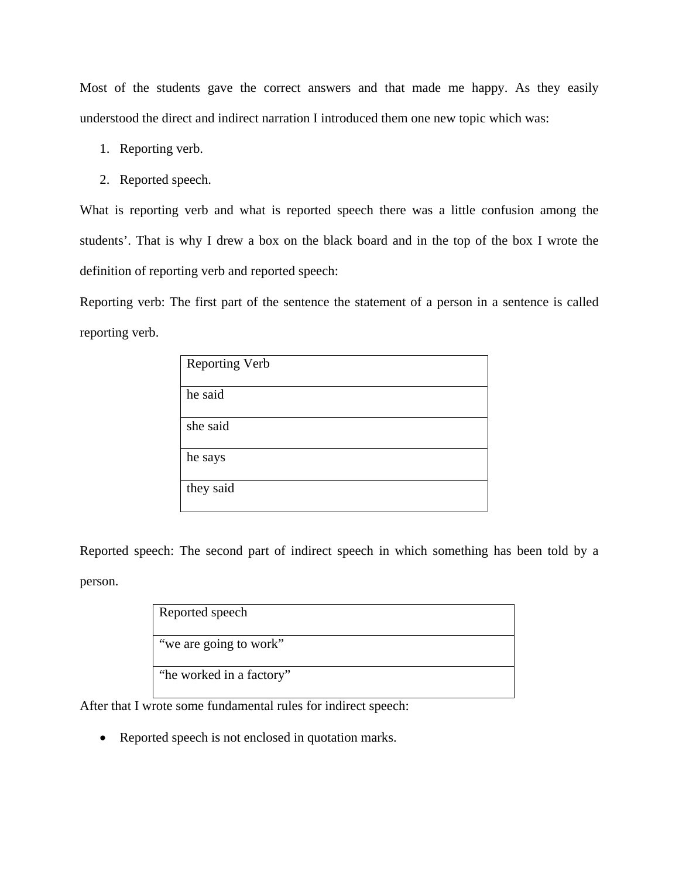Most of the students gave the correct answers and that made me happy. As they easily understood the direct and indirect narration I introduced them one new topic which was:

1. Reporting verb.
2. Reported speech.

What is reporting verb and what is reported speech there was a little confusion among the students'. That is why I drew a box on the black board and in the top of the box I wrote the definition of reporting verb and reported speech:

Reporting verb: The first part of the sentence the statement of a person in a sentence is called reporting verb.

| Reporting Verb |
|---|
| he said |
| she said |
| he says |
| they said |

Reported speech: The second part of indirect speech in which something has been told by a person.

| Reported speech |
|---|
| "we are going to work" |
| "he worked in a factory" |

After that I wrote some fundamental rules for indirect speech:

- Reported speech is not enclosed in quotation marks.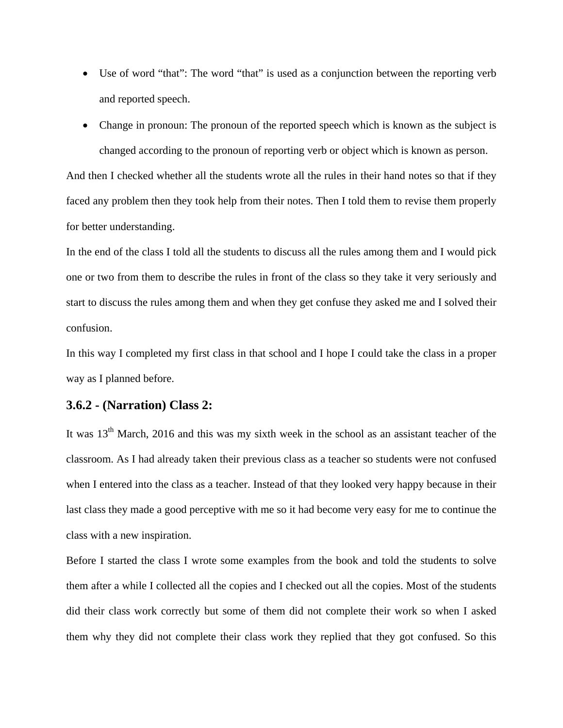- Use of word "that": The word "that" is used as a conjunction between the reporting verb and reported speech.
- Change in pronoun: The pronoun of the reported speech which is known as the subject is changed according to the pronoun of reporting verb or object which is known as person.

And then I checked whether all the students wrote all the rules in their hand notes so that if they faced any problem then they took help from their notes. Then I told them to revise them properly for better understanding.

In the end of the class I told all the students to discuss all the rules among them and I would pick one or two from them to describe the rules in front of the class so they take it very seriously and start to discuss the rules among them and when they get confuse they asked me and I solved their confusion.

In this way I completed my first class in that school and I hope I could take the class in a proper way as I planned before.

### 3.6.2 - (Narration) Class 2:

It was 13th March, 2016 and this was my sixth week in the school as an assistant teacher of the classroom. As I had already taken their previous class as a teacher so students were not confused when I entered into the class as a teacher. Instead of that they looked very happy because in their last class they made a good perceptive with me so it had become very easy for me to continue the class with a new inspiration.

Before I started the class I wrote some examples from the book and told the students to solve them after a while I collected all the copies and I checked out all the copies. Most of the students did their class work correctly but some of them did not complete their work so when I asked them why they did not complete their class work they replied that they got confused. So this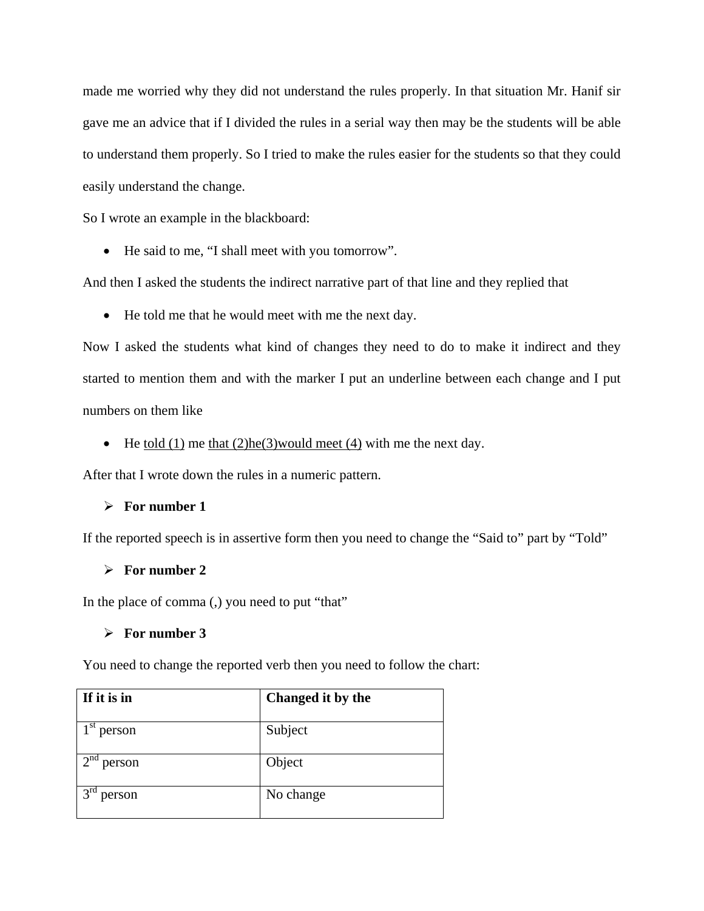made me worried why they did not understand the rules properly. In that situation Mr. Hanif sir gave me an advice that if I divided the rules in a serial way then may be the students will be able to understand them properly. So I tried to make the rules easier for the students so that they could easily understand the change.

So I wrote an example in the blackboard:

- He said to me, “I shall meet with you tomorrow”.

And then I asked the students the indirect narrative part of that line and they replied that

- He told me that he would meet with me the next day.

Now I asked the students what kind of changes they need to do to make it indirect and they started to mention them and with the marker I put an underline between each change and I put numbers on them like

- He <u>told (1)</u> me <u>that (2)he(3)would meet (4)</u> with me the next day.

After that I wrote down the rules in a numeric pattern.

- **For number 1**

If the reported speech is in assertive form then you need to change the “Said to” part by “Told”

- **For number 2**

In the place of comma (,) you need to put “that”

- **For number 3**

You need to change the reported verb then you need to follow the chart:

| **If it is in** | **Changed it by the** |
|---|---|
| 1st person | Subject |
| 2nd person | Object |
| 3rd person | No change |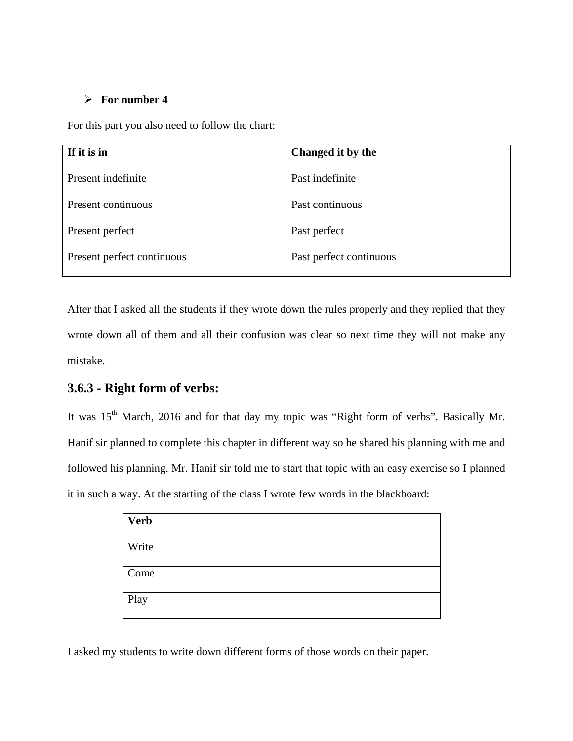- **For number 4**

For this part you also need to follow the chart:

| If it is in | Changed it by the |
|---|---|
| Present indefinite | Past indefinite |
| Present continuous | Past continuous |
| Present perfect | Past perfect |
| Present perfect continuous | Past perfect continuous |

After that I asked all the students if they wrote down the rules properly and they replied that they wrote down all of them and all their confusion was clear so next time they will not make any mistake.

### 3.6.3 - Right form of verbs:

It was 15th March, 2016 and for that day my topic was "Right form of verbs". Basically Mr. Hanif sir planned to complete this chapter in different way so he shared his planning with me and followed his planning. Mr. Hanif sir told me to start that topic with an easy exercise so I planned it in such a way. At the starting of the class I wrote few words in the blackboard:

| Verb |
|---|
| Write |
| Come |
| Play |

I asked my students to write down different forms of those words on their paper.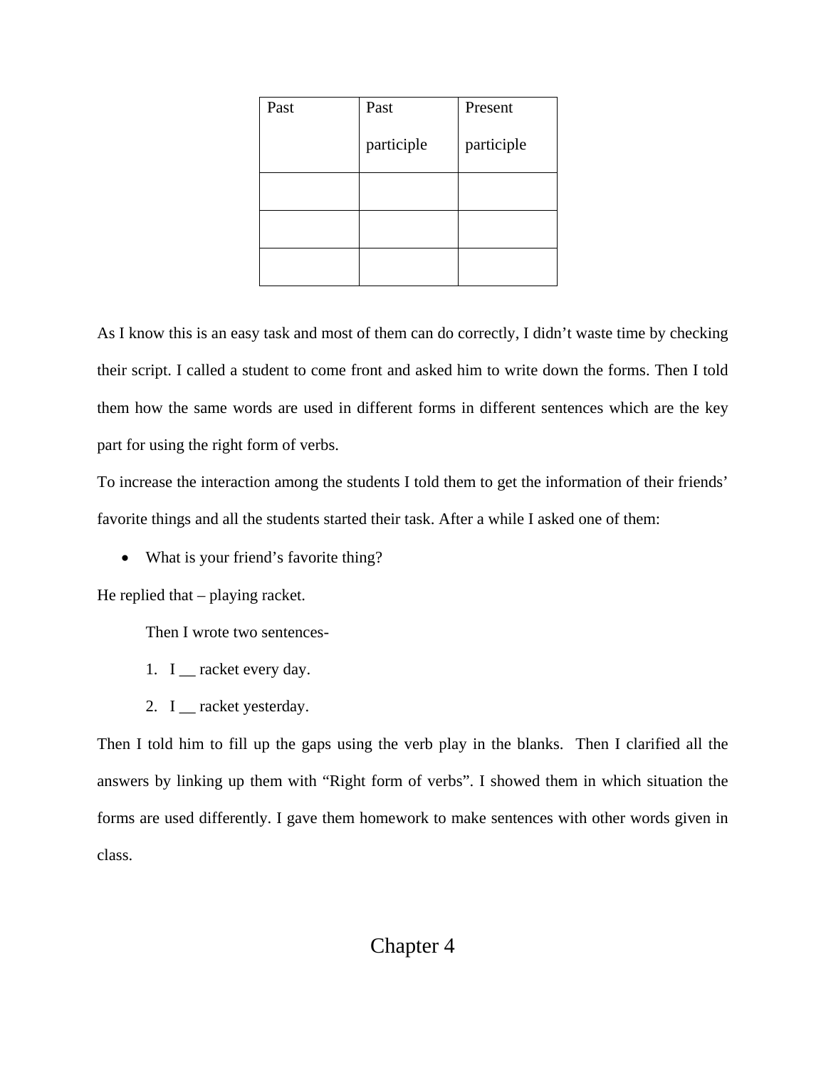| Past | Past participle | Present participle |
| --- | --- | --- |
| | | |
| | | |
| | | |

As I know this is an easy task and most of them can do correctly, I didn't waste time by checking their script. I called a student to come front and asked him to write down the forms. Then I told them how the same words are used in different forms in different sentences which are the key part for using the right form of verbs.

To increase the interaction among the students I told them to get the information of their friends' favorite things and all the students started their task. After a while I asked one of them:

- What is your friend's favorite thing?

He replied that – playing racket.

Then I wrote two sentences-

1. I __ racket every day.
2. I __ racket yesterday.

Then I told him to fill up the gaps using the verb play in the blanks. Then I clarified all the answers by linking up them with "Right form of verbs". I showed them in which situation the forms are used differently. I gave them homework to make sentences with other words given in class.

# Chapter 4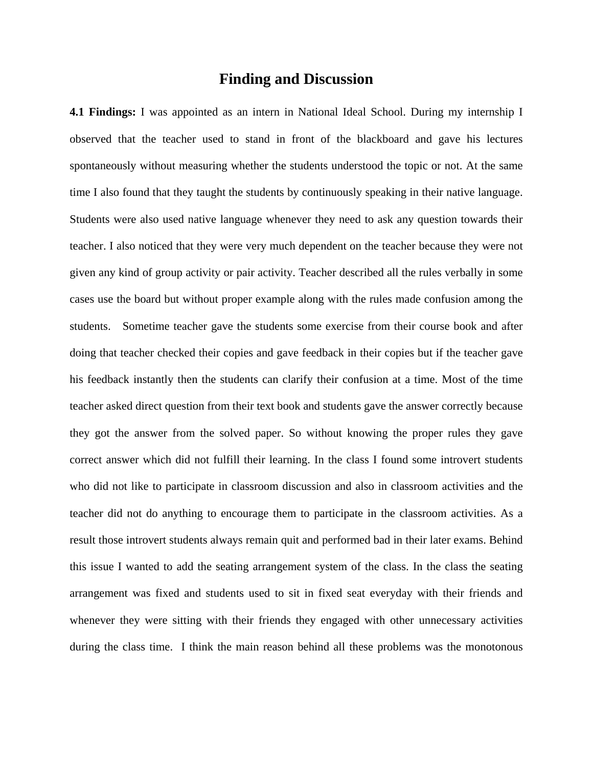# Finding and Discussion

**4.1 Findings:** I was appointed as an intern in National Ideal School. During my internship I observed that the teacher used to stand in front of the blackboard and gave his lectures spontaneously without measuring whether the students understood the topic or not. At the same time I also found that they taught the students by continuously speaking in their native language. Students were also used native language whenever they need to ask any question towards their teacher. I also noticed that they were very much dependent on the teacher because they were not given any kind of group activity or pair activity. Teacher described all the rules verbally in some cases use the board but without proper example along with the rules made confusion among the students. Sometime teacher gave the students some exercise from their course book and after doing that teacher checked their copies and gave feedback in their copies but if the teacher gave his feedback instantly then the students can clarify their confusion at a time. Most of the time teacher asked direct question from their text book and students gave the answer correctly because they got the answer from the solved paper. So without knowing the proper rules they gave correct answer which did not fulfill their learning. In the class I found some introvert students who did not like to participate in classroom discussion and also in classroom activities and the teacher did not do anything to encourage them to participate in the classroom activities. As a result those introvert students always remain quit and performed bad in their later exams. Behind this issue I wanted to add the seating arrangement system of the class. In the class the seating arrangement was fixed and students used to sit in fixed seat everyday with their friends and whenever they were sitting with their friends they engaged with other unnecessary activities during the class time. I think the main reason behind all these problems was the monotonous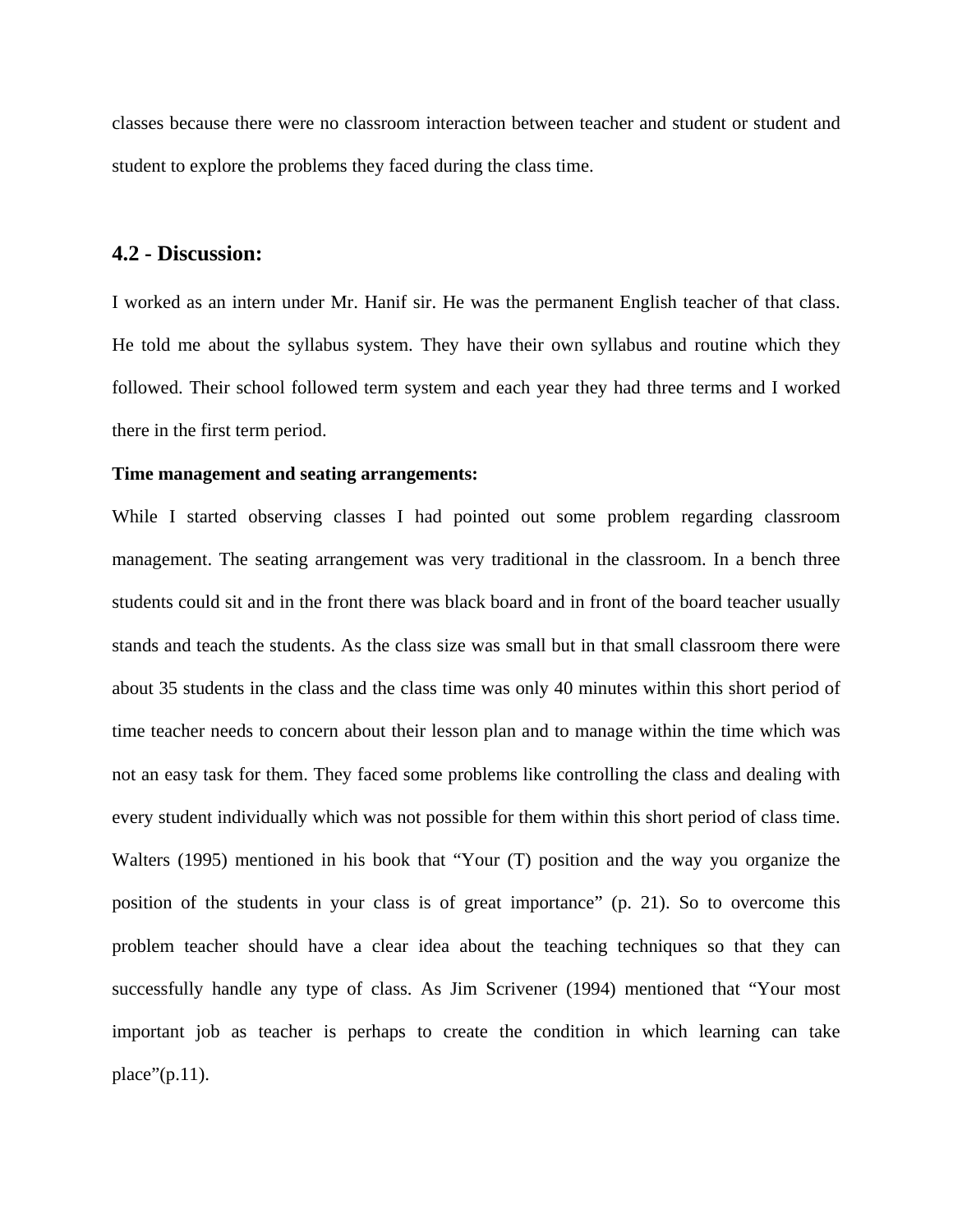classes because there were no classroom interaction between teacher and student or student and student to explore the problems they faced during the class time.

## 4.2 - Discussion:

I worked as an intern under Mr. Hanif sir. He was the permanent English teacher of that class. He told me about the syllabus system. They have their own syllabus and routine which they followed. Their school followed term system and each year they had three terms and I worked there in the first term period.

**Time management and seating arrangements:**

While I started observing classes I had pointed out some problem regarding classroom management. The seating arrangement was very traditional in the classroom. In a bench three students could sit and in the front there was black board and in front of the board teacher usually stands and teach the students. As the class size was small but in that small classroom there were about 35 students in the class and the class time was only 40 minutes within this short period of time teacher needs to concern about their lesson plan and to manage within the time which was not an easy task for them. They faced some problems like controlling the class and dealing with every student individually which was not possible for them within this short period of class time. Walters (1995) mentioned in his book that "Your (T) position and the way you organize the position of the students in your class is of great importance" (p. 21). So to overcome this problem teacher should have a clear idea about the teaching techniques so that they can successfully handle any type of class. As Jim Scrivener (1994) mentioned that "Your most important job as teacher is perhaps to create the condition in which learning can take place"(p.11).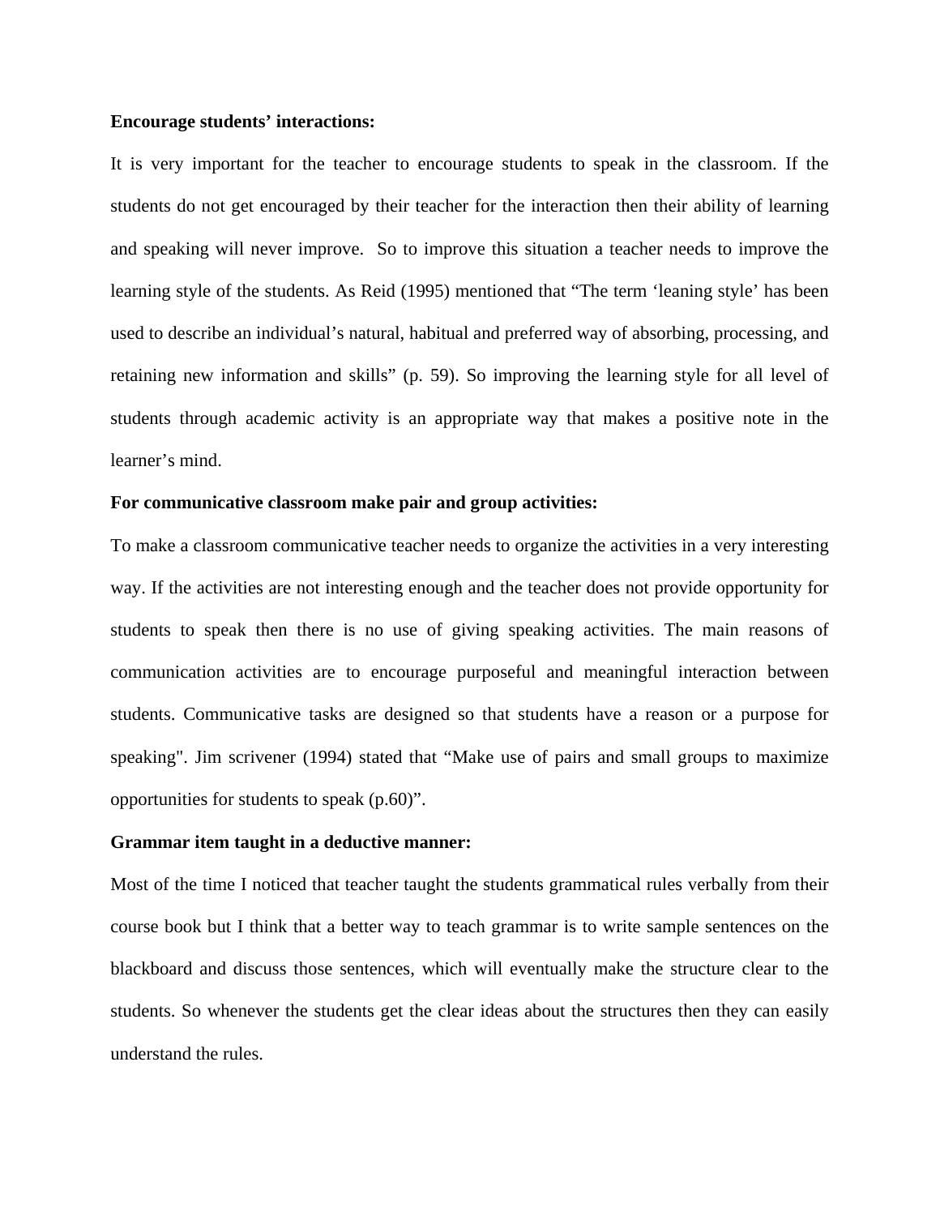**Encourage students' interactions:**

It is very important for the teacher to encourage students to speak in the classroom. If the students do not get encouraged by their teacher for the interaction then their ability of learning and speaking will never improve.  So to improve this situation a teacher needs to improve the learning style of the students. As Reid (1995) mentioned that "The term 'leaning style' has been used to describe an individual's natural, habitual and preferred way of absorbing, processing, and retaining new information and skills" (p. 59). So improving the learning style for all level of students through academic activity is an appropriate way that makes a positive note in the learner's mind.

**For communicative classroom make pair and group activities:**

To make a classroom communicative teacher needs to organize the activities in a very interesting way. If the activities are not interesting enough and the teacher does not provide opportunity for students to speak then there is no use of giving speaking activities. The main reasons of communication activities are to encourage purposeful and meaningful interaction between students. Communicative tasks are designed so that students have a reason or a purpose for speaking". Jim scrivener (1994) stated that "Make use of pairs and small groups to maximize opportunities for students to speak (p.60)".

**Grammar item taught in a deductive manner:**

Most of the time I noticed that teacher taught the students grammatical rules verbally from their course book but I think that a better way to teach grammar is to write sample sentences on the blackboard and discuss those sentences, which will eventually make the structure clear to the students. So whenever the students get the clear ideas about the structures then they can easily understand the rules.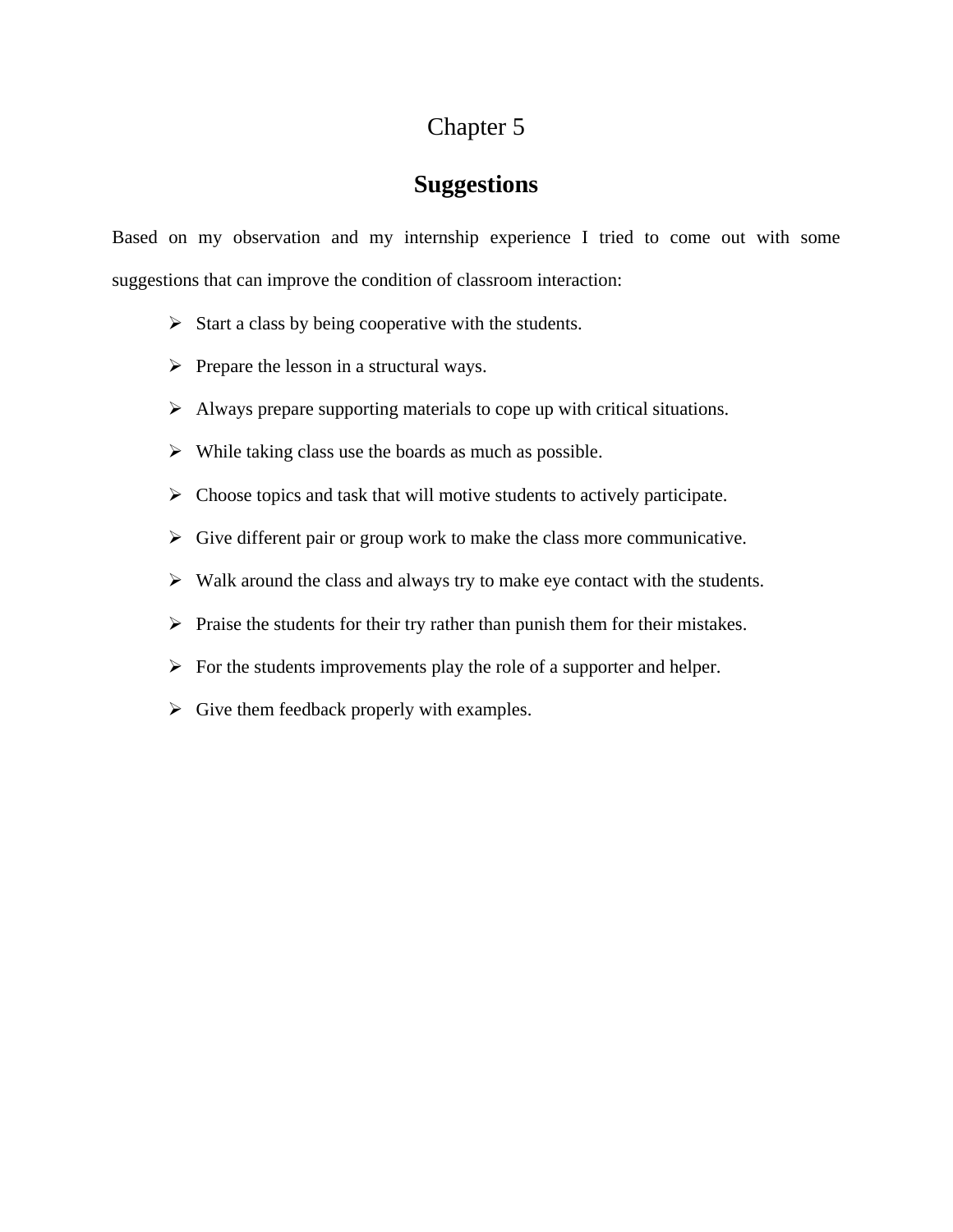# Chapter 5

## Suggestions

Based on my observation and my internship experience I tried to come out with some suggestions that can improve the condition of classroom interaction:

- Start a class by being cooperative with the students.
- Prepare the lesson in a structural ways.
- Always prepare supporting materials to cope up with critical situations.
- While taking class use the boards as much as possible.
- Choose topics and task that will motive students to actively participate.
- Give different pair or group work to make the class more communicative.
- Walk around the class and always try to make eye contact with the students.
- Praise the students for their try rather than punish them for their mistakes.
- For the students improvements play the role of a supporter and helper.
- Give them feedback properly with examples.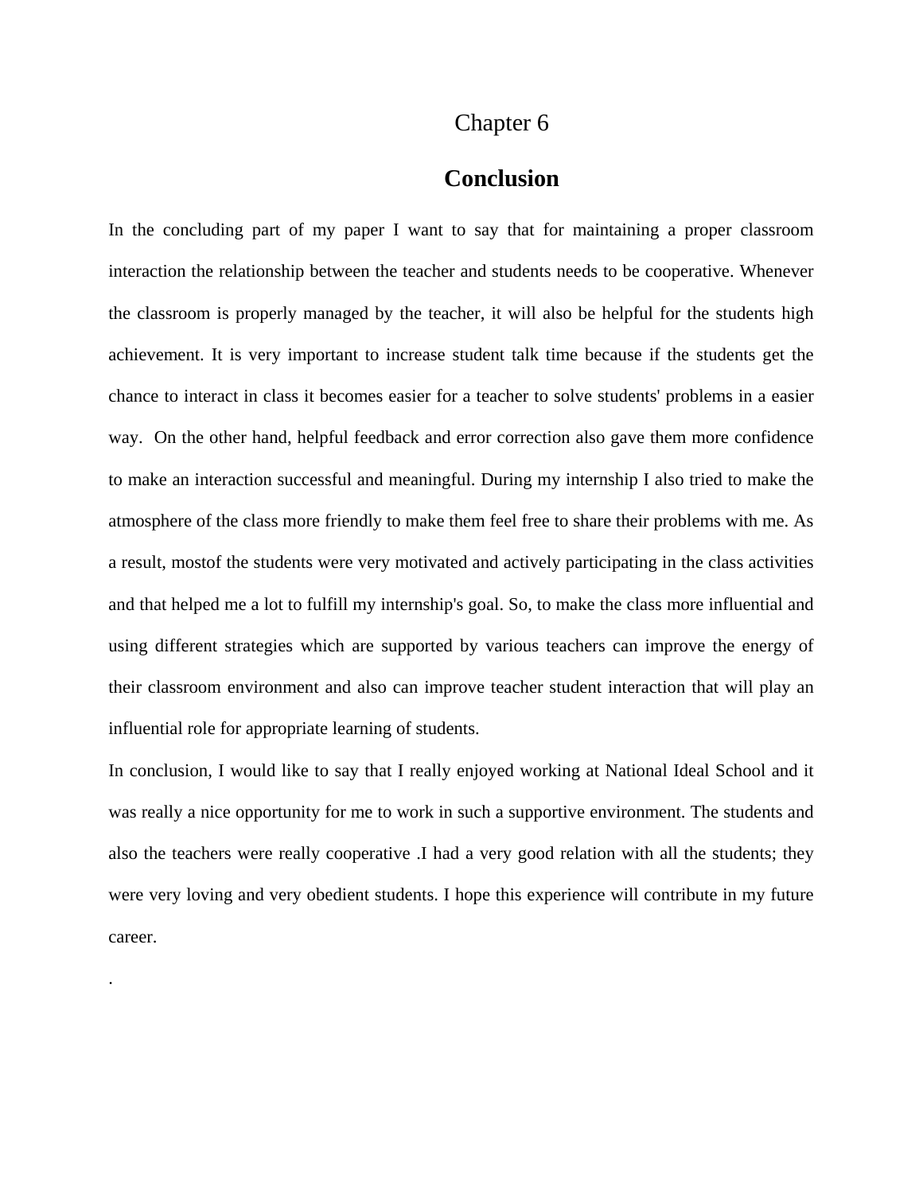# Chapter 6

## Conclusion

In the concluding part of my paper I want to say that for maintaining a proper classroom interaction the relationship between the teacher and students needs to be cooperative. Whenever the classroom is properly managed by the teacher, it will also be helpful for the students high achievement. It is very important to increase student talk time because if the students get the chance to interact in class it becomes easier for a teacher to solve students' problems in a easier way.  On the other hand, helpful feedback and error correction also gave them more confidence to make an interaction successful and meaningful. During my internship I also tried to make the atmosphere of the class more friendly to make them feel free to share their problems with me. As a result, mostof the students were very motivated and actively participating in the class activities and that helped me a lot to fulfill my internship's goal. So, to make the class more influential and using different strategies which are supported by various teachers can improve the energy of their classroom environment and also can improve teacher student interaction that will play an influential role for appropriate learning of students.

In conclusion, I would like to say that I really enjoyed working at National Ideal School and it was really a nice opportunity for me to work in such a supportive environment. The students and also the teachers were really cooperative .I had a very good relation with all the students; they were very loving and very obedient students. I hope this experience will contribute in my future career.

.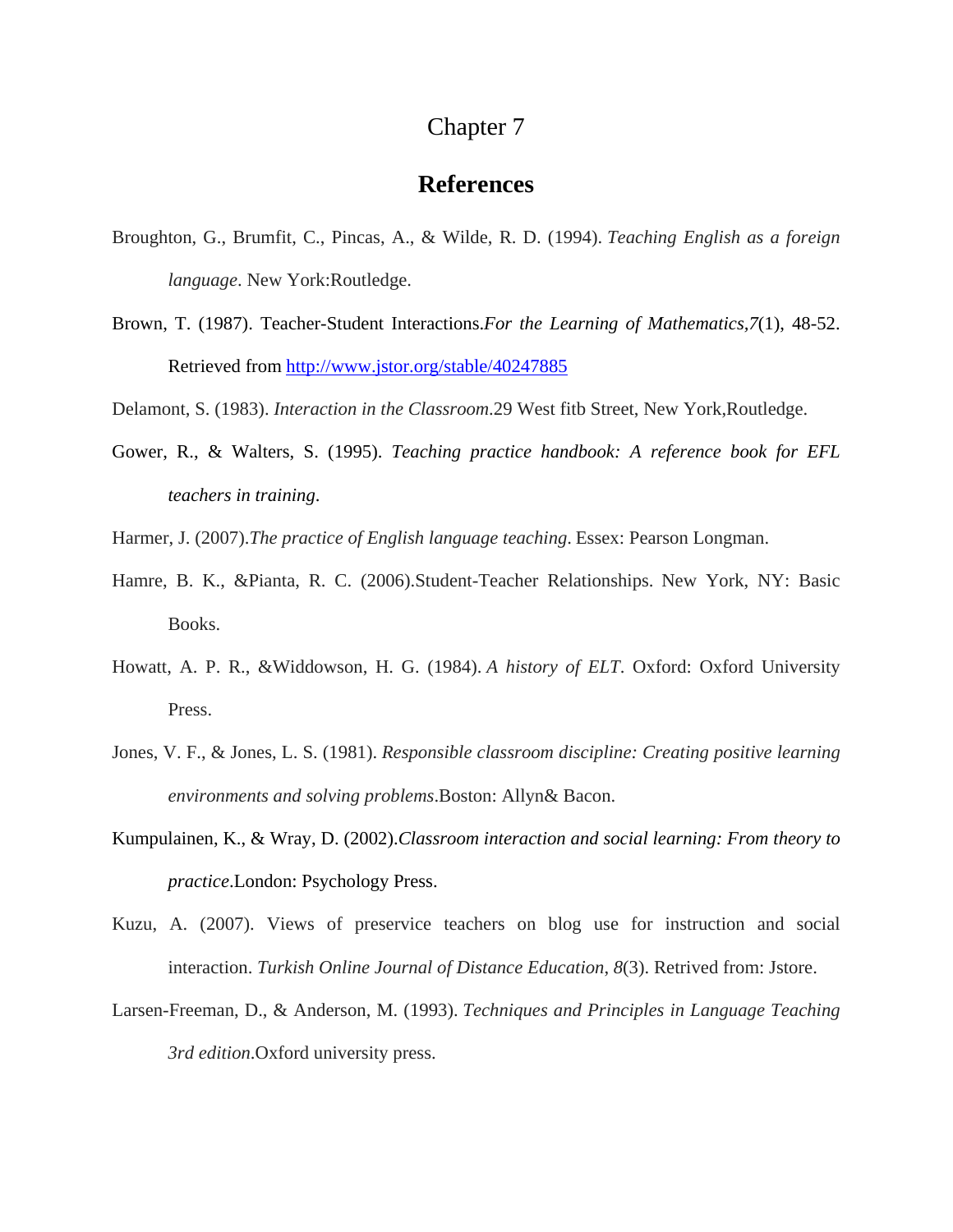# Chapter 7

## References

Broughton, G., Brumfit, C., Pincas, A., & Wilde, R. D. (1994). *Teaching English as a foreign language*. New York:Routledge.

Brown, T. (1987). Teacher-Student Interactions.*For the Learning of Mathematics*,*7*(1), 48-52. Retrieved from http://www.jstor.org/stable/40247885

Delamont, S. (1983). *Interaction in the Classroom*.29 West fitb Street, New York,Routledge.

Gower, R., & Walters, S. (1995). *Teaching practice handbook: A reference book for EFL teachers in training*.

Harmer, J. (2007).*The practice of English language teaching*. Essex: Pearson Longman.

Hamre, B. K., &Pianta, R. C. (2006).Student-Teacher Relationships. New York, NY: Basic Books.

Howatt, A. P. R., &Widdowson, H. G. (1984). *A history of ELT*. Oxford: Oxford University Press.

Jones, V. F., & Jones, L. S. (1981). *Responsible classroom discipline: Creating positive learning environments and solving problems*.Boston: Allyn& Bacon.

Kumpulainen, K., & Wray, D. (2002).*Classroom interaction and social learning: From theory to practice*.London: Psychology Press.

Kuzu, A. (2007). Views of preservice teachers on blog use for instruction and social interaction. *Turkish Online Journal of Distance Education*, *8*(3). Retrived from: Jstore.

Larsen-Freeman, D., & Anderson, M. (1993). *Techniques and Principles in Language Teaching 3rd edition*.Oxford university press.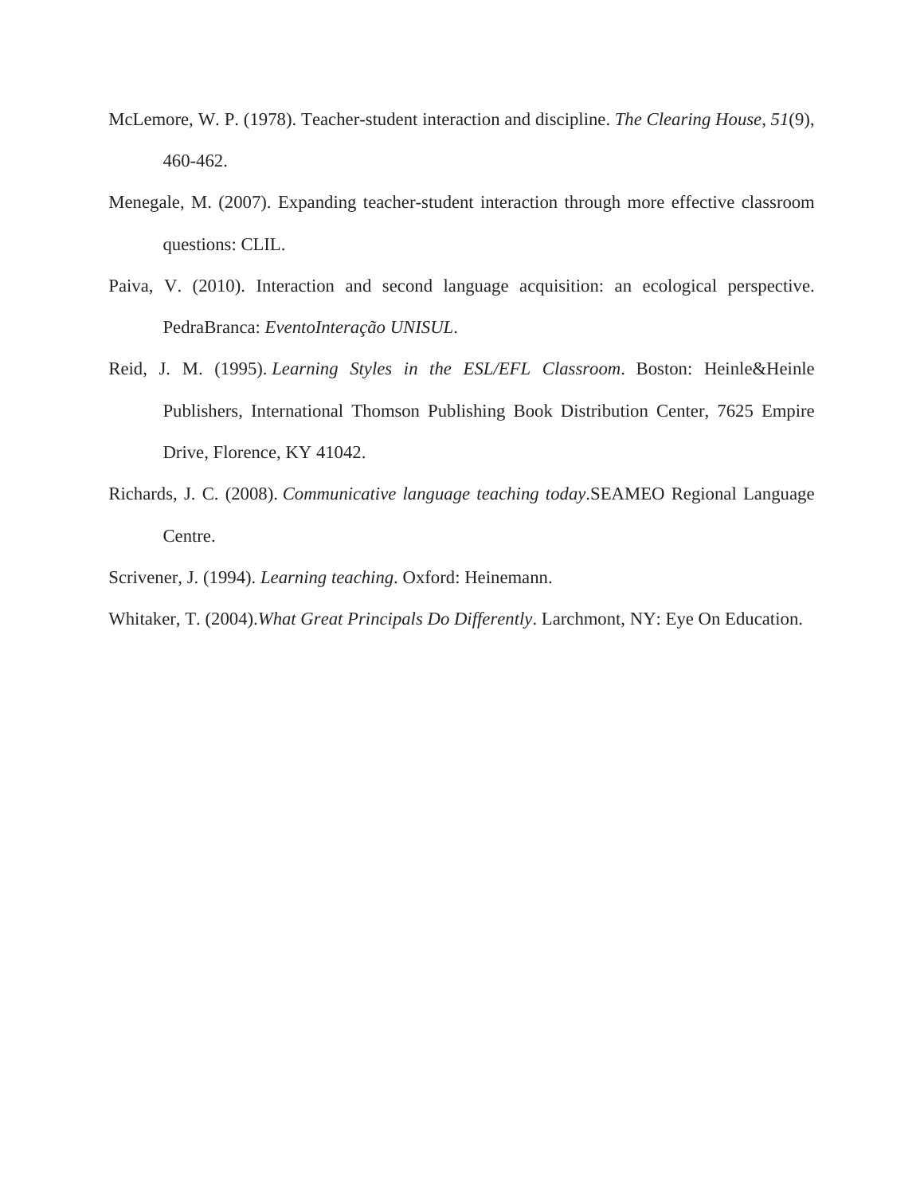McLemore, W. P. (1978). Teacher-student interaction and discipline. *The Clearing House*, *51*(9), 460-462.

Menegale, M. (2007). Expanding teacher-student interaction through more effective classroom questions: CLIL.

Paiva, V. (2010). Interaction and second language acquisition: an ecological perspective. PedraBranca: *EventoInteração UNISUL*.

Reid, J. M. (1995). *Learning Styles in the ESL/EFL Classroom*. Boston: Heinle&Heinle Publishers, International Thomson Publishing Book Distribution Center, 7625 Empire Drive, Florence, KY 41042.

Richards, J. C. (2008). *Communicative language teaching today*.SEAMEO Regional Language Centre.

Scrivener, J. (1994). *Learning teaching*. Oxford: Heinemann.

Whitaker, T. (2004).*What Great Principals Do Differently*. Larchmont, NY: Eye On Education.